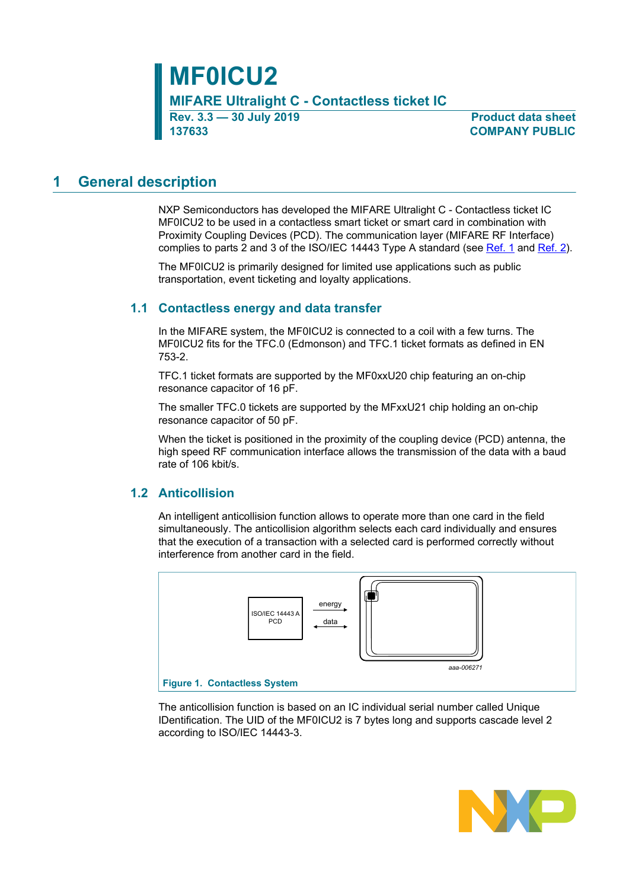# MF0ICU2

## MIFARE Ultralight C - Contactless ticket IC

**Rev. 3.3 — 30 July 2019**
**137633**

**Product data sheet**
**COMPANY PUBLIC**

## 1 General description

NXP Semiconductors has developed the MIFARE Ultralight C - Contactless ticket IC MF0ICU2 to be used in a contactless smart ticket or smart card in combination with Proximity Coupling Devices (PCD). The communication layer (MIFARE RF Interface) complies to parts 2 and 3 of the ISO/IEC 14443 Type A standard (see Ref. 1 and Ref. 2).

The MF0ICU2 is primarily designed for limited use applications such as public transportation, event ticketing and loyalty applications.

### 1.1 Contactless energy and data transfer

In the MIFARE system, the MF0ICU2 is connected to a coil with a few turns. The MF0ICU2 fits for the TFC.0 (Edmonson) and TFC.1 ticket formats as defined in EN 753-2.

TFC.1 ticket formats are supported by the MF0xxU20 chip featuring an on-chip resonance capacitor of 16 pF.

The smaller TFC.0 tickets are supported by the MFxxU21 chip holding an on-chip resonance capacitor of 50 pF.

When the ticket is positioned in the proximity of the coupling device (PCD) antenna, the high speed RF communication interface allows the transmission of the data with a baud rate of 106 kbit/s.

### 1.2 Anticollision

An intelligent anticollision function allows to operate more than one card in the field simultaneously. The anticollision algorithm selects each card individually and ensures that the execution of a transaction with a selected card is performed correctly without interference from another card in the field.

ISO/IEC 14443 A PCD — energy → / ↔ data

aaa-006271

**Figure 1. Contactless System**

The anticollision function is based on an IC individual serial number called Unique IDentification. The UID of the MF0ICU2 is 7 bytes long and supports cascade level 2 according to ISO/IEC 14443-3.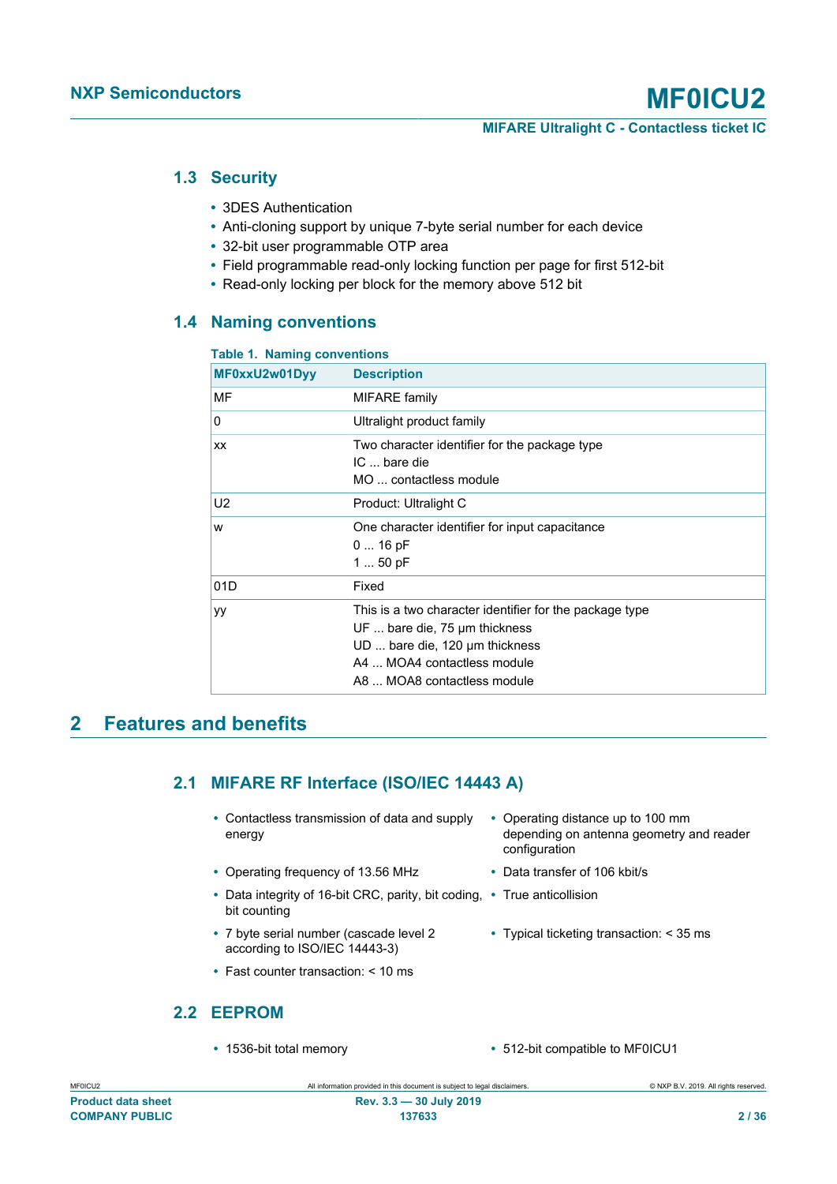### 1.3 Security

- 3DES Authentication
- Anti-cloning support by unique 7-byte serial number for each device
- 32-bit user programmable OTP area
- Field programmable read-only locking function per page for first 512-bit
- Read-only locking per block for the memory above 512 bit

### 1.4 Naming conventions

**Table 1. Naming conventions**

| MF0xxU2w01Dyy | Description |
|---|---|
| MF | MIFARE family |
| 0 | Ultralight product family |
| xx | Two character identifier for the package type<br>IC ... bare die<br>MO ... contactless module |
| U2 | Product: Ultralight C |
| w | One character identifier for input capacitance<br>0 ... 16 pF<br>1 ... 50 pF |
| 01D | Fixed |
| yy | This is a two character identifier for the package type<br>UF ... bare die, 75 μm thickness<br>UD ... bare die, 120 μm thickness<br>A4 ... MOA4 contactless module<br>A8 ... MOA8 contactless module |

## 2 Features and benefits

### 2.1 MIFARE RF Interface (ISO/IEC 14443 A)

- Contactless transmission of data and supply energy
- Operating distance up to 100 mm depending on antenna geometry and reader configuration
- Operating frequency of 13.56 MHz
- Data transfer of 106 kbit/s
- Data integrity of 16-bit CRC, parity, bit coding, bit counting
- True anticollision
- 7 byte serial number (cascade level 2 according to ISO/IEC 14443-3)
- Typical ticketing transaction: < 35 ms
- Fast counter transaction: < 10 ms

### 2.2 EEPROM

- 1536-bit total memory
- 512-bit compatible to MF0ICU1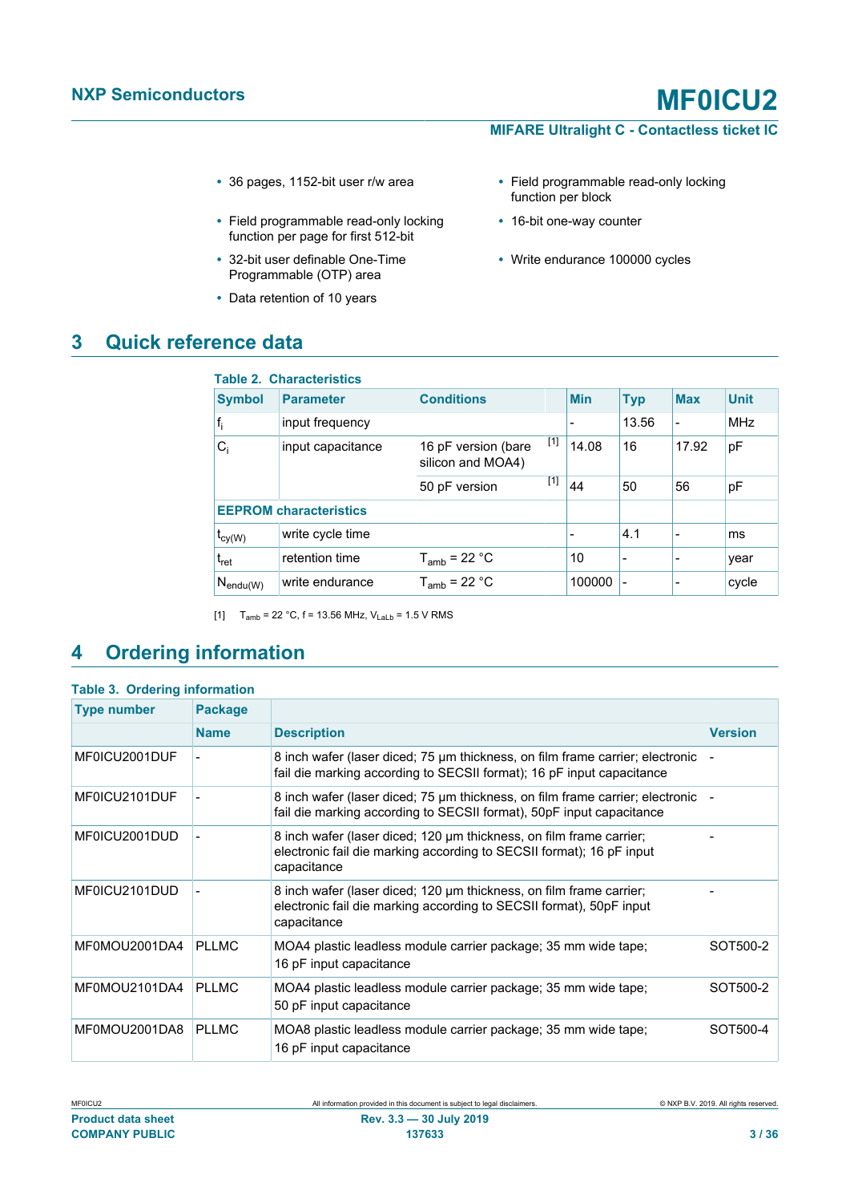- 36 pages, 1152-bit user r/w area
- Field programmable read-only locking function per page for first 512-bit
- 32-bit user definable One-Time Programmable (OTP) area
- Data retention of 10 years
- Field programmable read-only locking function per block
- 16-bit one-way counter
- Write endurance 100000 cycles

## 3 Quick reference data

**Table 2. Characteristics**

| Symbol | Parameter | Conditions | | Min | Typ | Max | Unit |
|---|---|---|---|---|---|---|---|
| $f_i$ | input frequency | | | - | 13.56 | - | MHz |
| $C_i$ | input capacitance | 16 pF version (bare silicon and MOA4) | [1] | 14.08 | 16 | 17.92 | pF |
| | | 50 pF version | [1] | 44 | 50 | 56 | pF |
| **EEPROM characteristics** | | | | | | | |
| $t_{cy(W)}$ | write cycle time | | | - | 4.1 | - | ms |
| $t_{ret}$ | retention time | $T_{amb}$ = 22 °C | | 10 | - | - | year |
| $N_{endu(W)}$ | write endurance | $T_{amb}$ = 22 °C | | 100000 | - | - | cycle |

[1] $T_{amb}$ = 22 °C, f = 13.56 MHz, $V_{LaLb}$ = 1.5 V RMS

## 4 Ordering information

**Table 3. Ordering information**

| Type number | Package | | |
|---|---|---|---|
| | **Name** | **Description** | **Version** |
| MF0ICU2001DUF | - | 8 inch wafer (laser diced; 75 μm thickness, on film frame carrier; electronic fail die marking according to SECSII format); 16 pF input capacitance | - |
| MF0ICU2101DUF | - | 8 inch wafer (laser diced; 75 μm thickness, on film frame carrier; electronic fail die marking according to SECSII format), 50pF input capacitance | - |
| MF0ICU2001DUD | - | 8 inch wafer (laser diced; 120 μm thickness, on film frame carrier; electronic fail die marking according to SECSII format); 16 pF input capacitance | - |
| MF0ICU2101DUD | - | 8 inch wafer (laser diced; 120 μm thickness, on film frame carrier; electronic fail die marking according to SECSII format), 50pF input capacitance | - |
| MF0MOU2001DA4 | PLLMC | MOA4 plastic leadless module carrier package; 35 mm wide tape; 16 pF input capacitance | SOT500-2 |
| MF0MOU2101DA4 | PLLMC | MOA4 plastic leadless module carrier package; 35 mm wide tape; 50 pF input capacitance | SOT500-2 |
| MF0MOU2001DA8 | PLLMC | MOA8 plastic leadless module carrier package; 35 mm wide tape; 16 pF input capacitance | SOT500-4 |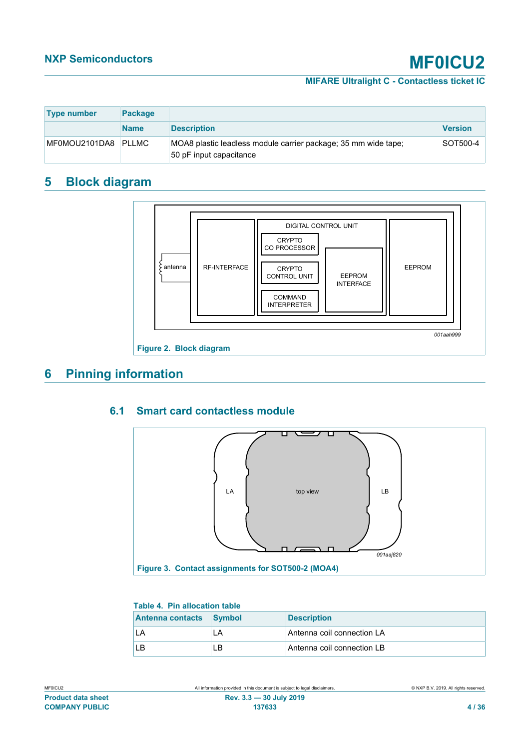| Type number | Package | | |
|---|---|---|---|
| | Name | Description | Version |
| MF0MOU2101DA8 | PLLMC | MOA8 plastic leadless module carrier package; 35 mm wide tape; 50 pF input capacitance | SOT500-4 |

## 5 Block diagram

Figure 2. Block diagram

## 6 Pinning information

### 6.1 Smart card contactless module

Figure 3. Contact assignments for SOT500-2 (MOA4)

Table 4. Pin allocation table

| Antenna contacts | Symbol | Description |
|---|---|---|
| LA | LA | Antenna coil connection LA |
| LB | LB | Antenna coil connection LB |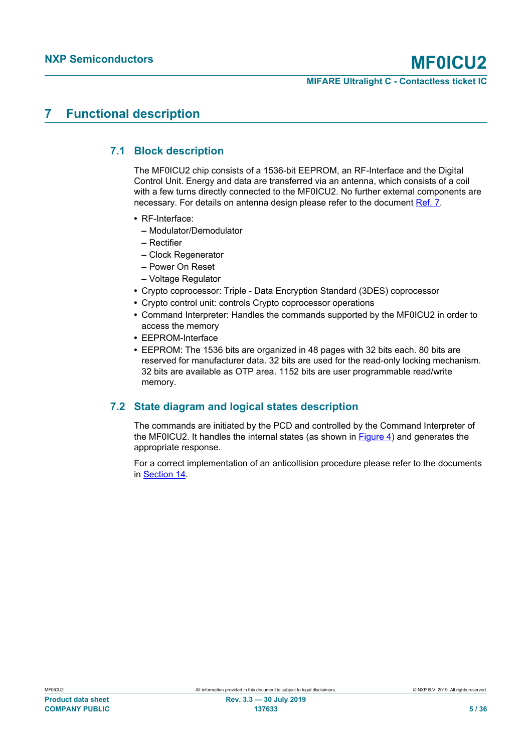# 7 Functional description

## 7.1 Block description

The MF0ICU2 chip consists of a 1536-bit EEPROM, an RF-Interface and the Digital Control Unit. Energy and data are transferred via an antenna, which consists of a coil with a few turns directly connected to the MF0ICU2. No further external components are necessary. For details on antenna design please refer to the document Ref. 7.

- RF-Interface:
  - Modulator/Demodulator
  - Rectifier
  - Clock Regenerator
  - Power On Reset
  - Voltage Regulator
- Crypto coprocessor: Triple - Data Encryption Standard (3DES) coprocessor
- Crypto control unit: controls Crypto coprocessor operations
- Command Interpreter: Handles the commands supported by the MF0ICU2 in order to access the memory
- EEPROM-Interface
- EEPROM: The 1536 bits are organized in 48 pages with 32 bits each. 80 bits are reserved for manufacturer data. 32 bits are used for the read-only locking mechanism. 32 bits are available as OTP area. 1152 bits are user programmable read/write memory.

## 7.2 State diagram and logical states description

The commands are initiated by the PCD and controlled by the Command Interpreter of the MF0ICU2. It handles the internal states (as shown in Figure 4) and generates the appropriate response.

For a correct implementation of an anticollision procedure please refer to the documents in Section 14.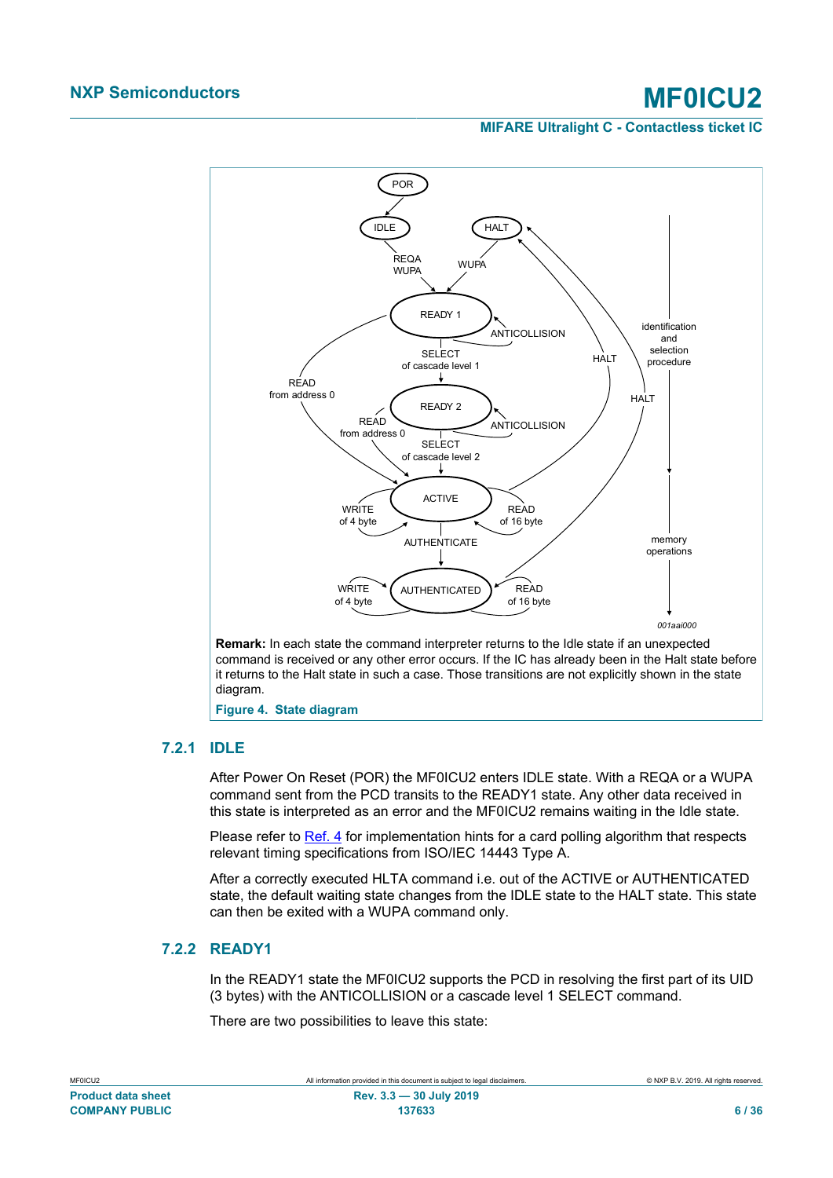**Remark:** In each state the command interpreter returns to the Idle state if an unexpected command is received or any other error occurs. If the IC has already been in the Halt state before it returns to the Halt state in such a case. Those transitions are not explicitly shown in the state diagram.

**Figure 4. State diagram**

### 7.2.1 IDLE

After Power On Reset (POR) the MF0ICU2 enters IDLE state. With a REQA or a WUPA command sent from the PCD transits to the READY1 state. Any other data received in this state is interpreted as an error and the MF0ICU2 remains waiting in the Idle state.

Please refer to Ref. 4 for implementation hints for a card polling algorithm that respects relevant timing specifications from ISO/IEC 14443 Type A.

After a correctly executed HLTA command i.e. out of the ACTIVE or AUTHENTICATED state, the default waiting state changes from the IDLE state to the HALT state. This state can then be exited with a WUPA command only.

### 7.2.2 READY1

In the READY1 state the MF0ICU2 supports the PCD in resolving the first part of its UID (3 bytes) with the ANTICOLLISION or a cascade level 1 SELECT command.

There are two possibilities to leave this state: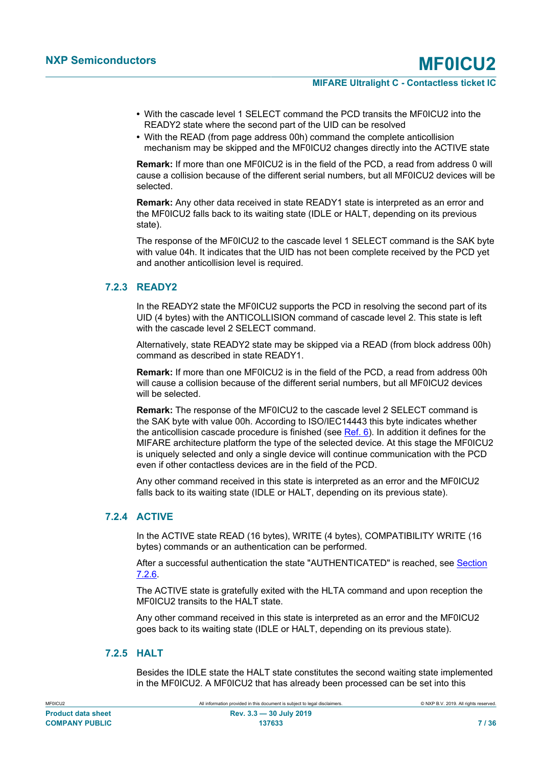- With the cascade level 1 SELECT command the PCD transits the MF0ICU2 into the READY2 state where the second part of the UID can be resolved
- With the READ (from page address 00h) command the complete anticollision mechanism may be skipped and the MF0ICU2 changes directly into the ACTIVE state

**Remark:** If more than one MF0ICU2 is in the field of the PCD, a read from address 0 will cause a collision because of the different serial numbers, but all MF0ICU2 devices will be selected.

**Remark:** Any other data received in state READY1 state is interpreted as an error and the MF0ICU2 falls back to its waiting state (IDLE or HALT, depending on its previous state).

The response of the MF0ICU2 to the cascade level 1 SELECT command is the SAK byte with value 04h. It indicates that the UID has not been complete received by the PCD yet and another anticollision level is required.

### 7.2.3 READY2

In the READY2 state the MF0ICU2 supports the PCD in resolving the second part of its UID (4 bytes) with the ANTICOLLISION command of cascade level 2. This state is left with the cascade level 2 SELECT command.

Alternatively, state READY2 state may be skipped via a READ (from block address 00h) command as described in state READY1.

**Remark:** If more than one MF0ICU2 is in the field of the PCD, a read from address 00h will cause a collision because of the different serial numbers, but all MF0ICU2 devices will be selected.

**Remark:** The response of the MF0ICU2 to the cascade level 2 SELECT command is the SAK byte with value 00h. According to ISO/IEC14443 this byte indicates whether the anticollision cascade procedure is finished (see Ref. 6). In addition it defines for the MIFARE architecture platform the type of the selected device. At this stage the MF0ICU2 is uniquely selected and only a single device will continue communication with the PCD even if other contactless devices are in the field of the PCD.

Any other command received in this state is interpreted as an error and the MF0ICU2 falls back to its waiting state (IDLE or HALT, depending on its previous state).

### 7.2.4 ACTIVE

In the ACTIVE state READ (16 bytes), WRITE (4 bytes), COMPATIBILITY WRITE (16 bytes) commands or an authentication can be performed.

After a successful authentication the state "AUTHENTICATED" is reached, see Section 7.2.6.

The ACTIVE state is gratefully exited with the HLTA command and upon reception the MF0ICU2 transits to the HALT state.

Any other command received in this state is interpreted as an error and the MF0ICU2 goes back to its waiting state (IDLE or HALT, depending on its previous state).

### 7.2.5 HALT

Besides the IDLE state the HALT state constitutes the second waiting state implemented in the MF0ICU2. A MF0ICU2 that has already been processed can be set into this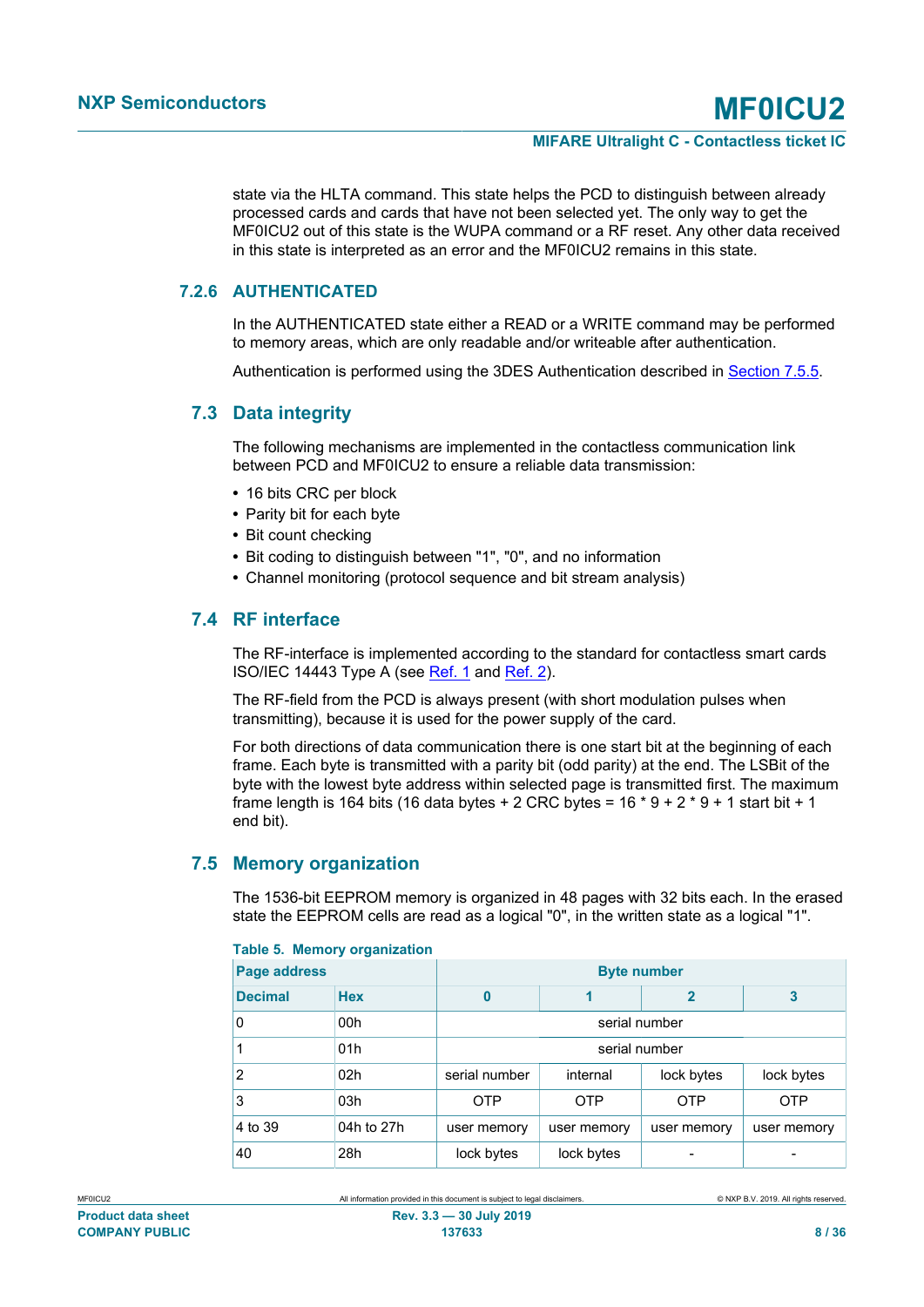state via the HLTA command. This state helps the PCD to distinguish between already processed cards and cards that have not been selected yet. The only way to get the MF0ICU2 out of this state is the WUPA command or a RF reset. Any other data received in this state is interpreted as an error and the MF0ICU2 remains in this state.

### 7.2.6 AUTHENTICATED

In the AUTHENTICATED state either a READ or a WRITE command may be performed to memory areas, which are only readable and/or writeable after authentication.

Authentication is performed using the 3DES Authentication described in Section 7.5.5.

## 7.3 Data integrity

The following mechanisms are implemented in the contactless communication link between PCD and MF0ICU2 to ensure a reliable data transmission:

- 16 bits CRC per block
- Parity bit for each byte
- Bit count checking
- Bit coding to distinguish between "1", "0", and no information
- Channel monitoring (protocol sequence and bit stream analysis)

## 7.4 RF interface

The RF-interface is implemented according to the standard for contactless smart cards ISO/IEC 14443 Type A (see Ref. 1 and Ref. 2).

The RF-field from the PCD is always present (with short modulation pulses when transmitting), because it is used for the power supply of the card.

For both directions of data communication there is one start bit at the beginning of each frame. Each byte is transmitted with a parity bit (odd parity) at the end. The LSBit of the byte with the lowest byte address within selected page is transmitted first. The maximum frame length is 164 bits (16 data bytes + 2 CRC bytes = 16 * 9 + 2 * 9 + 1 start bit + 1 end bit).

## 7.5 Memory organization

The 1536-bit EEPROM memory is organized in 48 pages with 32 bits each. In the erased state the EEPROM cells are read as a logical "0", in the written state as a logical "1".

**Table 5. Memory organization**

| Page address | | Byte number | | | |
|---|---|---|---|---|---|
| Decimal | Hex | 0 | 1 | 2 | 3 |
| 0 | 00h | serial number | | | |
| 1 | 01h | serial number | | | |
| 2 | 02h | serial number | internal | lock bytes | lock bytes |
| 3 | 03h | OTP | OTP | OTP | OTP |
| 4 to 39 | 04h to 27h | user memory | user memory | user memory | user memory |
| 40 | 28h | lock bytes | lock bytes | - | - |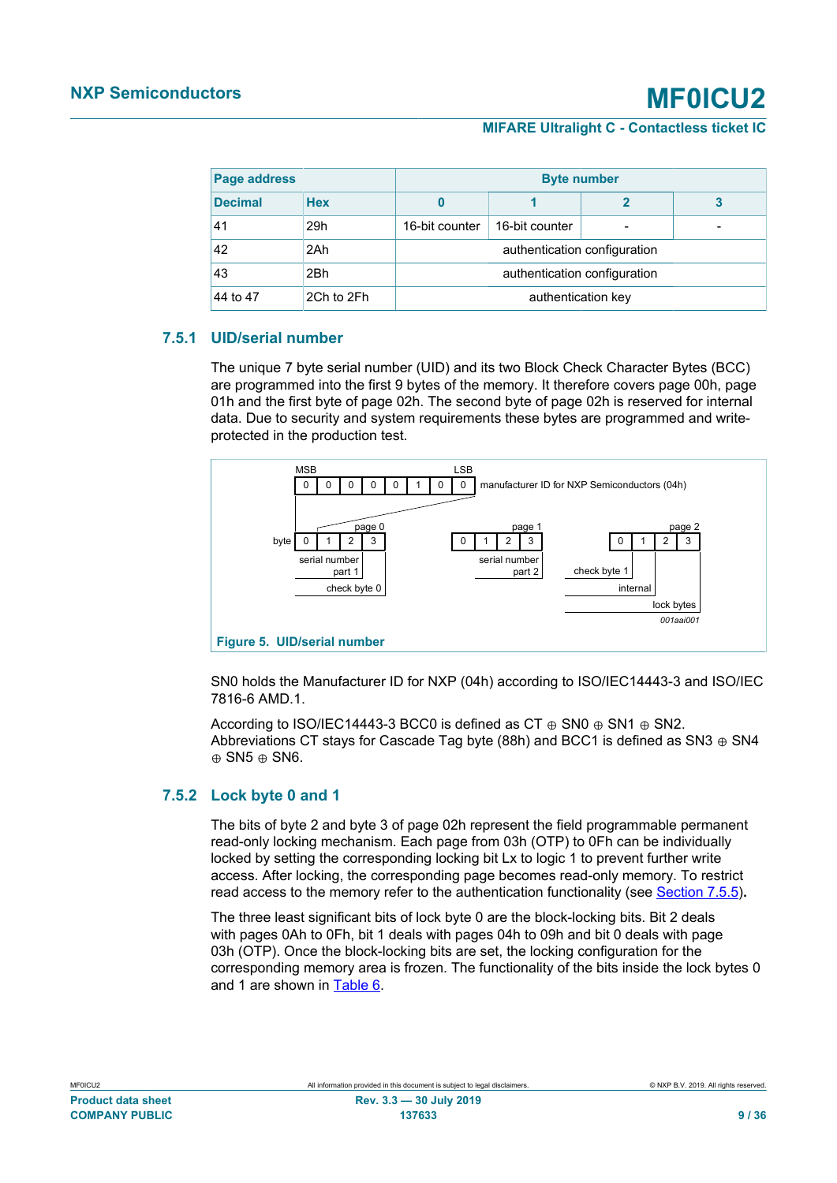| Page address | | Byte number | | | |
|---|---|---|---|---|---|
| Decimal | Hex | 0 | 1 | 2 | 3 |
| 41 | 29h | 16-bit counter | 16-bit counter | - | - |
| 42 | 2Ah | authentication configuration | | | |
| 43 | 2Bh | authentication configuration | | | |
| 44 to 47 | 2Ch to 2Fh | authentication key | | | |

### 7.5.1 UID/serial number

The unique 7 byte serial number (UID) and its two Block Check Character Bytes (BCC) are programmed into the first 9 bytes of the memory. It therefore covers page 00h, page 01h and the first byte of page 02h. The second byte of page 02h is reserved for internal data. Due to security and system requirements these bytes are programmed and write-protected in the production test.

Figure 5. UID/serial number

SN0 holds the Manufacturer ID for NXP (04h) according to ISO/IEC14443-3 and ISO/IEC 7816-6 AMD.1.

According to ISO/IEC14443-3 BCC0 is defined as CT $\oplus$ SN0 $\oplus$ SN1 $\oplus$ SN2. Abbreviations CT stays for Cascade Tag byte (88h) and BCC1 is defined as SN3 $\oplus$ SN4 $\oplus$ SN5 $\oplus$ SN6.

### 7.5.2 Lock byte 0 and 1

The bits of byte 2 and byte 3 of page 02h represent the field programmable permanent read-only locking mechanism. Each page from 03h (OTP) to 0Fh can be individually locked by setting the corresponding locking bit Lx to logic 1 to prevent further write access. After locking, the corresponding page becomes read-only memory. To restrict read access to the memory refer to the authentication functionality (see Section 7.5.5).

The three least significant bits of lock byte 0 are the block-locking bits. Bit 2 deals with pages 0Ah to 0Fh, bit 1 deals with pages 04h to 09h and bit 0 deals with page 03h (OTP). Once the block-locking bits are set, the locking configuration for the corresponding memory area is frozen. The functionality of the bits inside the lock bytes 0 and 1 are shown in Table 6.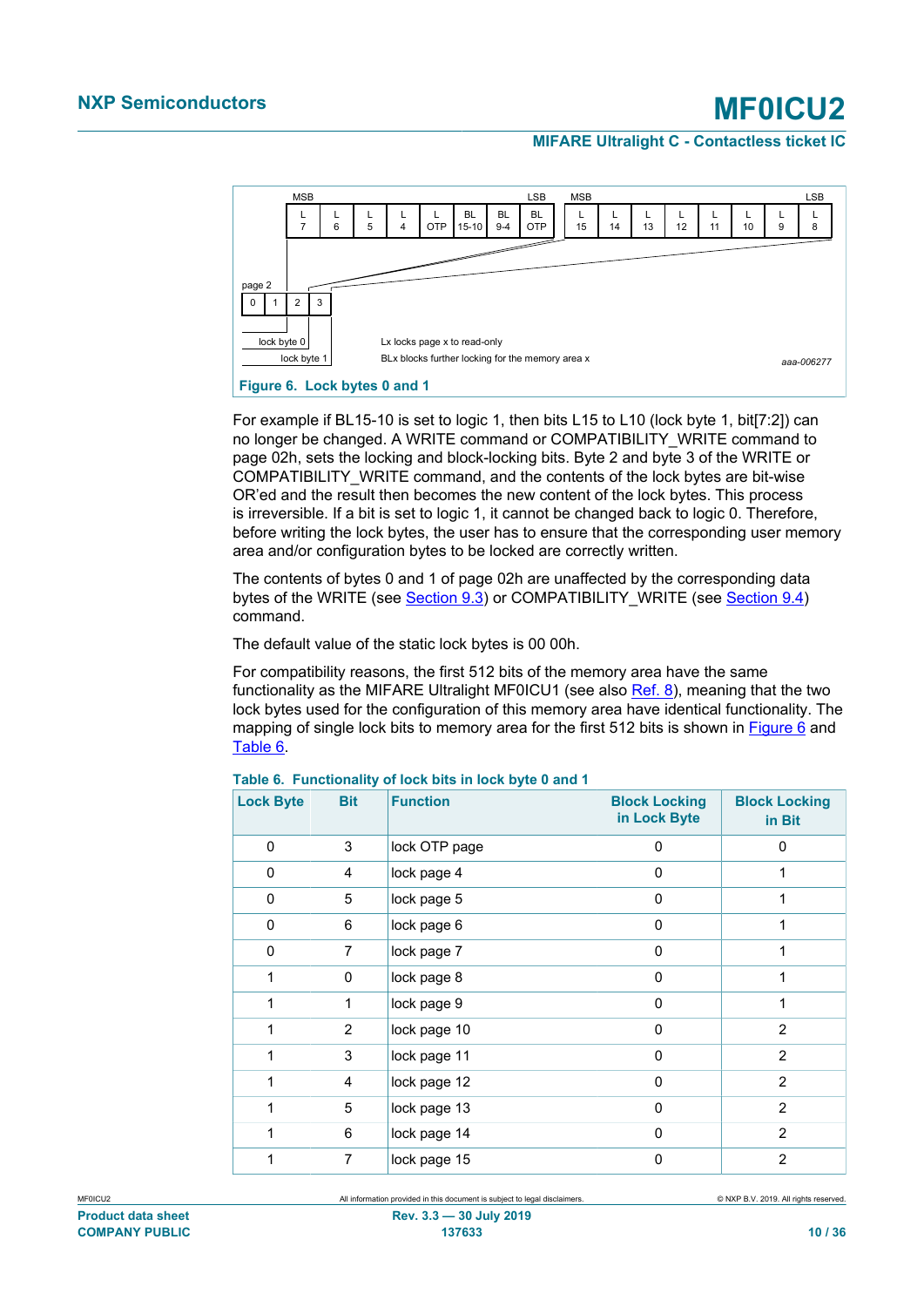| | MSB | | | | | | | LSB |
|---|---|---|---|---|---|---|---|---|
| lock byte 0 | L 7 | L 6 | L 5 | L 4 | L OTP | BL 15-10 | BL 9-4 | BL OTP |

| | MSB | | | | | | | LSB |
|---|---|---|---|---|---|---|---|---|
| lock byte 1 | L 15 | L 14 | L 13 | L 12 | L 11 | L 10 | L 9 | L 8 |

page 2: bytes 0, 1, 2, 3 (byte 2 = lock byte 0, byte 3 = lock byte 1)

Lx locks page x to read-only

BLx blocks further locking for the memory area x

aaa-006277

**Figure 6. Lock bytes 0 and 1**

For example if BL15-10 is set to logic 1, then bits L15 to L10 (lock byte 1, bit[7:2]) can no longer be changed. A WRITE command or COMPATIBILITY_WRITE command to page 02h, sets the locking and block-locking bits. Byte 2 and byte 3 of the WRITE or COMPATIBILITY_WRITE command, and the contents of the lock bytes are bit-wise OR'ed and the result then becomes the new content of the lock bytes. This process is irreversible. If a bit is set to logic 1, it cannot be changed back to logic 0. Therefore, before writing the lock bytes, the user has to ensure that the corresponding user memory area and/or configuration bytes to be locked are correctly written.

The contents of bytes 0 and 1 of page 02h are unaffected by the corresponding data bytes of the WRITE (see Section 9.3) or COMPATIBILITY_WRITE (see Section 9.4) command.

The default value of the static lock bytes is 00 00h.

For compatibility reasons, the first 512 bits of the memory area have the same functionality as the MIFARE Ultralight MF0ICU1 (see also Ref. 8), meaning that the two lock bytes used for the configuration of this memory area have identical functionality. The mapping of single lock bits to memory area for the first 512 bits is shown in Figure 6 and Table 6.

**Table 6. Functionality of lock bits in lock byte 0 and 1**

| Lock Byte | Bit | Function | Block Locking in Lock Byte | Block Locking in Bit |
|---|---|---|---|---|
| 0 | 3 | lock OTP page | 0 | 0 |
| 0 | 4 | lock page 4 | 0 | 1 |
| 0 | 5 | lock page 5 | 0 | 1 |
| 0 | 6 | lock page 6 | 0 | 1 |
| 0 | 7 | lock page 7 | 0 | 1 |
| 1 | 0 | lock page 8 | 0 | 1 |
| 1 | 1 | lock page 9 | 0 | 1 |
| 1 | 2 | lock page 10 | 0 | 2 |
| 1 | 3 | lock page 11 | 0 | 2 |
| 1 | 4 | lock page 12 | 0 | 2 |
| 1 | 5 | lock page 13 | 0 | 2 |
| 1 | 6 | lock page 14 | 0 | 2 |
| 1 | 7 | lock page 15 | 0 | 2 |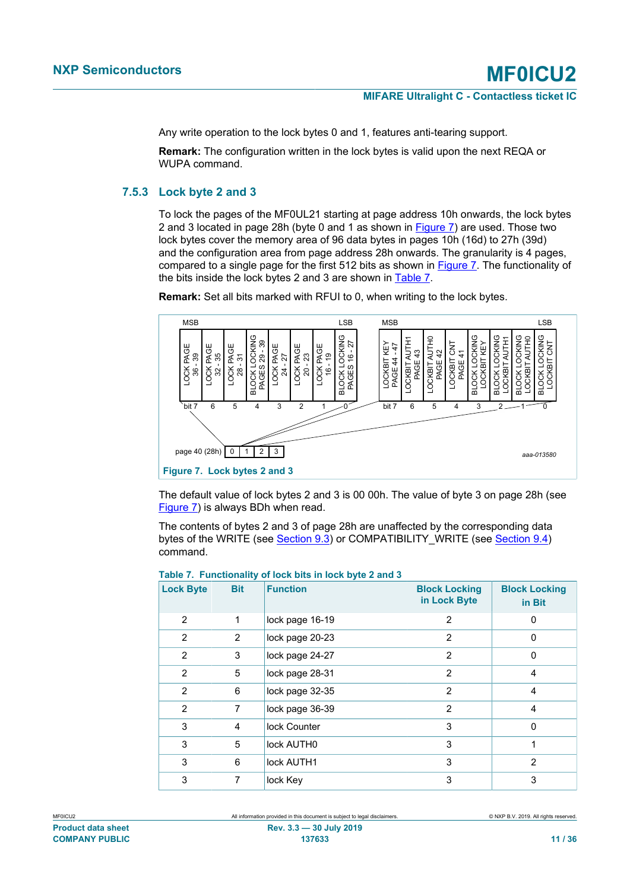Any write operation to the lock bytes 0 and 1, features anti-tearing support.

**Remark:** The configuration written in the lock bytes is valid upon the next REQA or WUPA command.

### 7.5.3 Lock byte 2 and 3

To lock the pages of the MF0UL21 starting at page address 10h onwards, the lock bytes 2 and 3 located in page 28h (byte 0 and 1 as shown in Figure 7) are used. Those two lock bytes cover the memory area of 96 data bytes in pages 10h (16d) to 27h (39d) and the configuration area from page address 28h onwards. The granularity is 4 pages, compared to a single page for the first 512 bits as shown in Figure 7. The functionality of the bits inside the lock bytes 2 and 3 are shown in Table 7.

**Remark:** Set all bits marked with RFUI to 0, when writing to the lock bytes.

Figure 7. Lock bytes 2 and 3

The default value of lock bytes 2 and 3 is 00 00h. The value of byte 3 on page 28h (see Figure 7) is always BDh when read.

The contents of bytes 2 and 3 of page 28h are unaffected by the corresponding data bytes of the WRITE (see Section 9.3) or COMPATIBILITY_WRITE (see Section 9.4) command.

**Table 7. Functionality of lock bits in lock byte 2 and 3**

| Lock Byte | Bit | Function | Block Locking in Lock Byte | Block Locking in Bit |
|---|---|---|---|---|
| 2 | 1 | lock page 16-19 | 2 | 0 |
| 2 | 2 | lock page 20-23 | 2 | 0 |
| 2 | 3 | lock page 24-27 | 2 | 0 |
| 2 | 5 | lock page 28-31 | 2 | 4 |
| 2 | 6 | lock page 32-35 | 2 | 4 |
| 2 | 7 | lock page 36-39 | 2 | 4 |
| 3 | 4 | lock Counter | 3 | 0 |
| 3 | 5 | lock AUTH0 | 3 | 1 |
| 3 | 6 | lock AUTH1 | 3 | 2 |
| 3 | 7 | lock Key | 3 | 3 |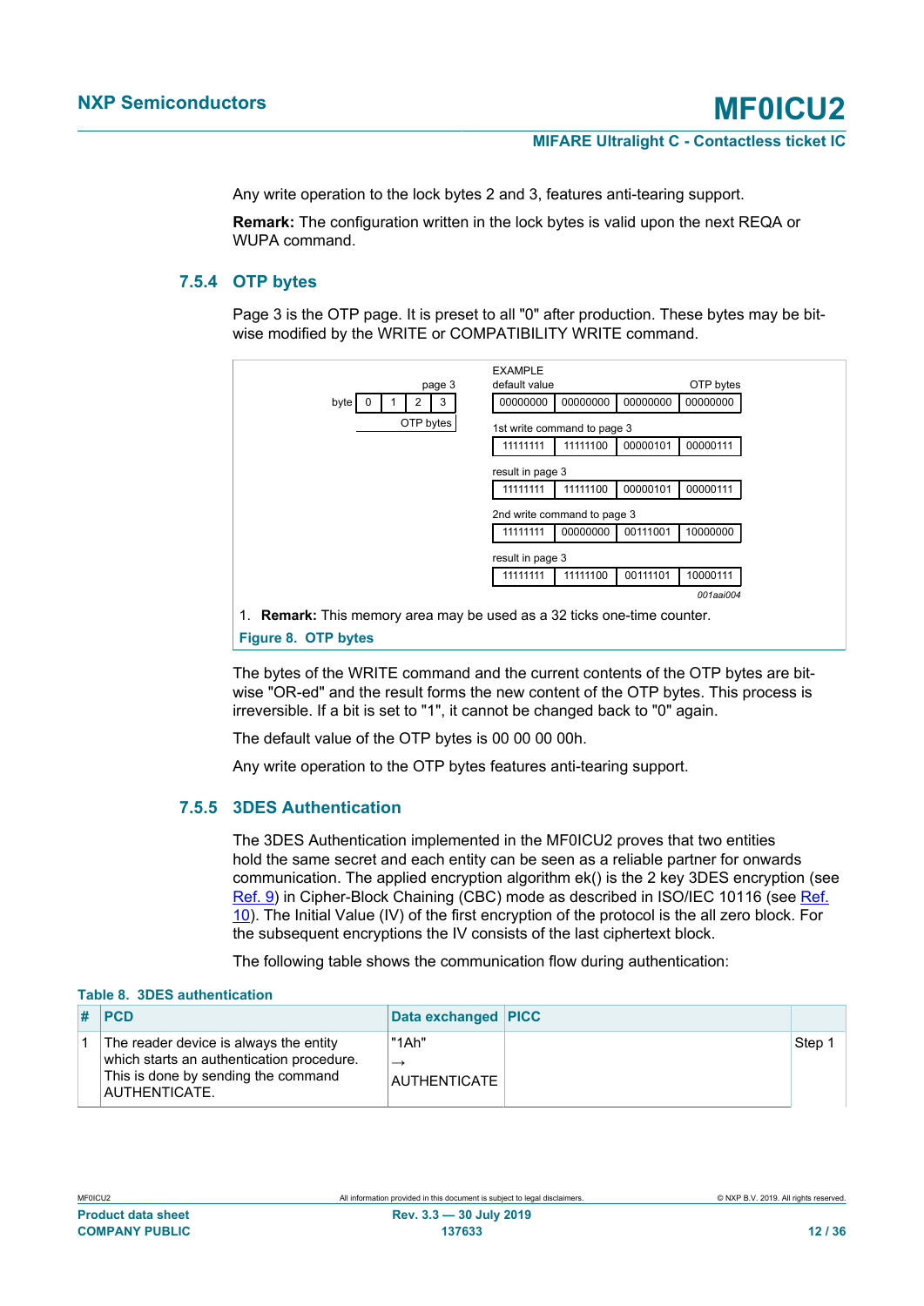Any write operation to the lock bytes 2 and 3, features anti-tearing support.

**Remark:** The configuration written in the lock bytes is valid upon the next REQA or WUPA command.

### 7.5.4 OTP bytes

Page 3 is the OTP page. It is preset to all "0" after production. These bytes may be bit-wise modified by the WRITE or COMPATIBILITY WRITE command.

| page 3 | | | | |
|---|---|---|---|---|
| byte | 0 | 1 | 2 | 3 |
| | OTP bytes | | | |

EXAMPLE

| | OTP bytes | | | |
|---|---|---|---|---|
| default value | 00000000 | 00000000 | 00000000 | 00000000 |
| 1st write command to page 3 | 11111111 | 11111100 | 00000101 | 00000111 |
| result in page 3 | 11111111 | 11111100 | 00000101 | 00000111 |
| 2nd write command to page 3 | 11111111 | 00000000 | 00111001 | 10000000 |
| result in page 3 | 11111111 | 11111100 | 00111101 | 10000111 |

001aai004

1. **Remark:** This memory area may be used as a 32 ticks one-time counter.

**Figure 8. OTP bytes**

The bytes of the WRITE command and the current contents of the OTP bytes are bit-wise "OR-ed" and the result forms the new content of the OTP bytes. This process is irreversible. If a bit is set to "1", it cannot be changed back to "0" again.

The default value of the OTP bytes is 00 00 00 00h.

Any write operation to the OTP bytes features anti-tearing support.

### 7.5.5 3DES Authentication

The 3DES Authentication implemented in the MF0ICU2 proves that two entities hold the same secret and each entity can be seen as a reliable partner for onwards communication. The applied encryption algorithm ek() is the 2 key 3DES encryption (see Ref. 9) in Cipher-Block Chaining (CBC) mode as described in ISO/IEC 10116 (see Ref. 10). The Initial Value (IV) of the first encryption of the protocol is the all zero block. For the subsequent encryptions the IV consists of the last ciphertext block.

The following table shows the communication flow during authentication:

**Table 8. 3DES authentication**

| # | PCD | Data exchanged | PICC | |
|---|---|---|---|---|
| 1 | The reader device is always the entity which starts an authentication procedure. This is done by sending the command AUTHENTICATE. | "1Ah" → AUTHENTICATE | | Step 1 |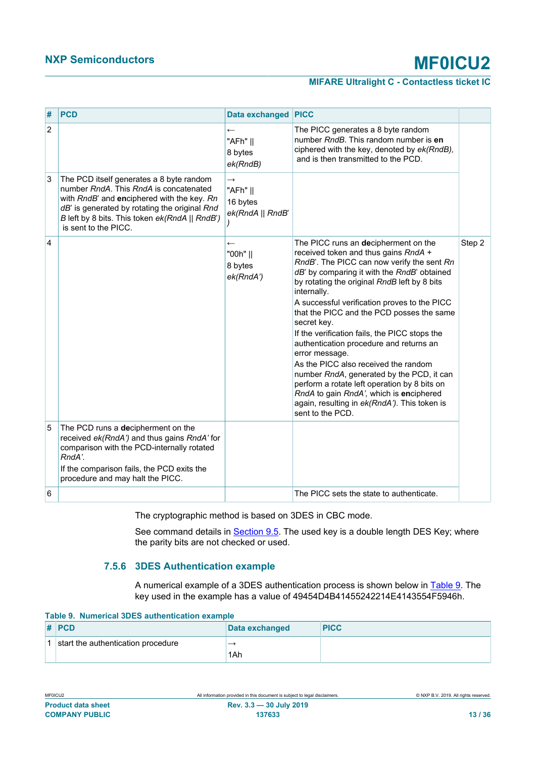| # | PCD | Data exchanged | PICC | |
|---|---|---|---|---|
| 2 | | ← "AFh" \|\| 8 bytes *ek(RndB)* | The PICC generates a 8 byte random number *RndB*. This random number is **en**ciphered with the key, denoted by *ek(RndB)*, and is then transmitted to the PCD. | |
| 3 | The PCD itself generates a 8 byte random number *RndA*. This *RndA* is concatenated with *RndB*' and **en**ciphered with the key. *RndB*' is generated by rotating the original *RndB* left by 8 bits. This token *ek(RndA \|\| RndB')* is sent to the PICC. | → "AFh" \|\| 16 bytes *ek(RndA \|\| RndB')* | | |
| 4 | | ← "00h" \|\| 8 bytes *ek(RndA')* | The PICC runs an **de**cipherment on the received token and thus gains *RndA* + *RndB*'. The PICC can now verify the sent *RndB*' by comparing it with the *RndB*' obtained by rotating the original *RndB* left by 8 bits internally. A successful verification proves to the PICC that the PICC and the PCD posses the same secret key. If the verification fails, the PICC stops the authentication procedure and returns an error message. As the PICC also received the random number *RndA*, generated by the PCD, it can perform a rotate left operation by 8 bits on *RndA* to gain *RndA'*, which is **en**ciphered again, resulting in *ek(RndA')*. This token is sent to the PCD. | Step 2 |
| 5 | The PCD runs a **de**cipherment on the received *ek(RndA')* and thus gains *RndA'* for comparison with the PCD-internally rotated *RndA'*. If the comparison fails, the PCD exits the procedure and may halt the PICC. | | | |
| 6 | | | The PICC sets the state to authenticate. | |

The cryptographic method is based on 3DES in CBC mode.

See command details in Section 9.5. The used key is a double length DES Key; where the parity bits are not checked or used.

### 7.5.6 3DES Authentication example

A numerical example of a 3DES authentication process is shown below in Table 9. The key used in the example has a value of 49454D4B41455242214E4143554F5946h.

**Table 9. Numerical 3DES authentication example**

| # | PCD | Data exchanged | PICC |
|---|---|---|---|
| 1 | start the authentication procedure | → 1Ah | |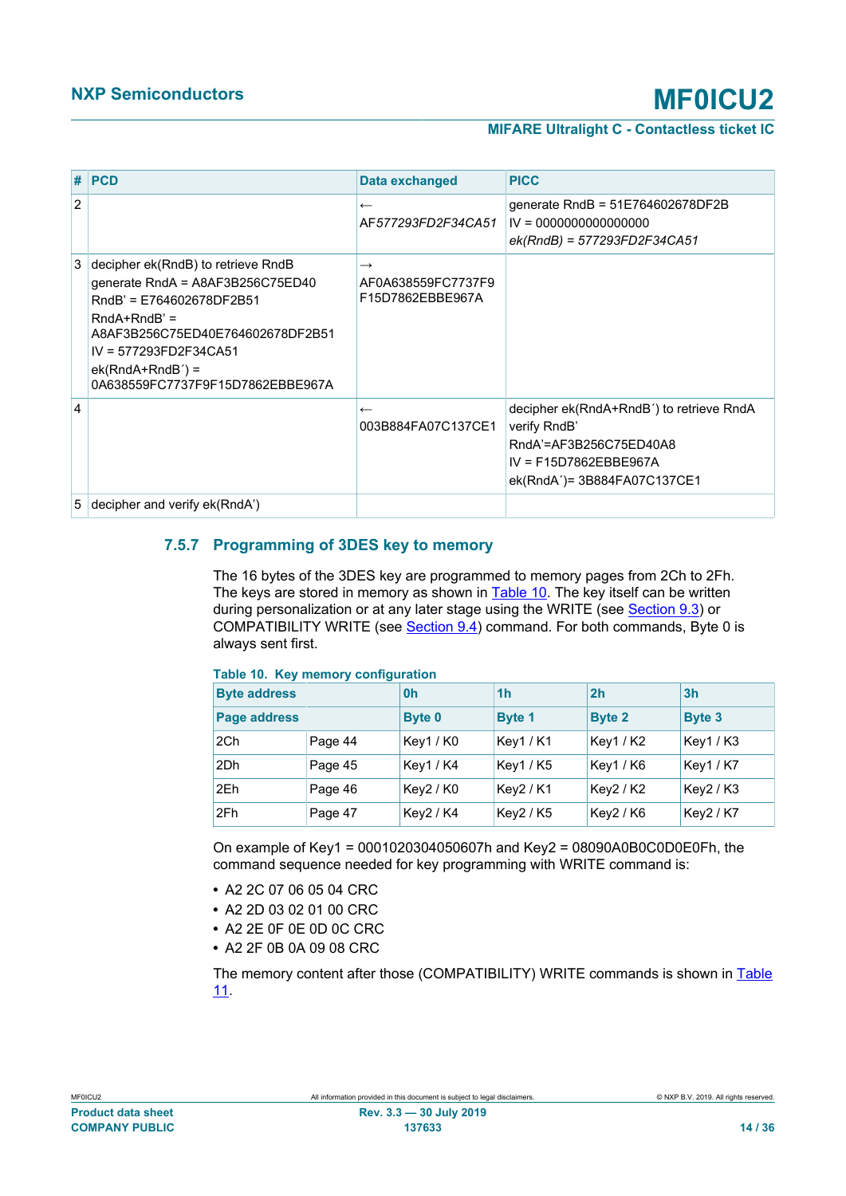| # | PCD | Data exchanged | PICC |
|---|---|---|---|
| 2 | | ← *AF577293FD2F34CA51* | generate RndB = 51E764602678DF2B<br>IV = 0000000000000000<br>*ek(RndB) = 577293FD2F34CA51* |
| 3 | decipher ek(RndB) to retrieve RndB<br>generate RndA = A8AF3B256C75ED40<br>RndB' = E764602678DF2B51<br>RndA+RndB' = A8AF3B256C75ED40E764602678DF2B51<br>IV = 577293FD2F34CA51<br>ek(RndA+RndB´) = 0A638559FC7737F9F15D7862EBBE967A | → AF0A638559FC7737F9F15D7862EBBE967A | |
| 4 | | ← 003B884FA07C137CE1 | decipher ek(RndA+RndB´) to retrieve RndA<br>verify RndB'<br>RndA'=AF3B256C75ED40A8<br>IV = F15D7862EBBE967A<br>ek(RndA´)= 3B884FA07C137CE1 |
| 5 | decipher and verify ek(RndA') | | |

### 7.5.7 Programming of 3DES key to memory

The 16 bytes of the 3DES key are programmed to memory pages from 2Ch to 2Fh. The keys are stored in memory as shown in Table 10. The key itself can be written during personalization or at any later stage using the WRITE (see Section 9.3) or COMPATIBILITY WRITE (see Section 9.4) command. For both commands, Byte 0 is always sent first.

**Table 10. Key memory configuration**

| Byte address | | 0h | 1h | 2h | 3h |
|---|---|---|---|---|---|
| **Page address** | | **Byte 0** | **Byte 1** | **Byte 2** | **Byte 3** |
| 2Ch | Page 44 | Key1 / K0 | Key1 / K1 | Key1 / K2 | Key1 / K3 |
| 2Dh | Page 45 | Key1 / K4 | Key1 / K5 | Key1 / K6 | Key1 / K7 |
| 2Eh | Page 46 | Key2 / K0 | Key2 / K1 | Key2 / K2 | Key2 / K3 |
| 2Fh | Page 47 | Key2 / K4 | Key2 / K5 | Key2 / K6 | Key2 / K7 |

On example of Key1 = 0001020304050607h and Key2 = 08090A0B0C0D0E0Fh, the command sequence needed for key programming with WRITE command is:

- A2 2C 07 06 05 04 CRC
- A2 2D 03 02 01 00 CRC
- A2 2E 0F 0E 0D 0C CRC
- A2 2F 0B 0A 09 08 CRC

The memory content after those (COMPATIBILITY) WRITE commands is shown in Table 11.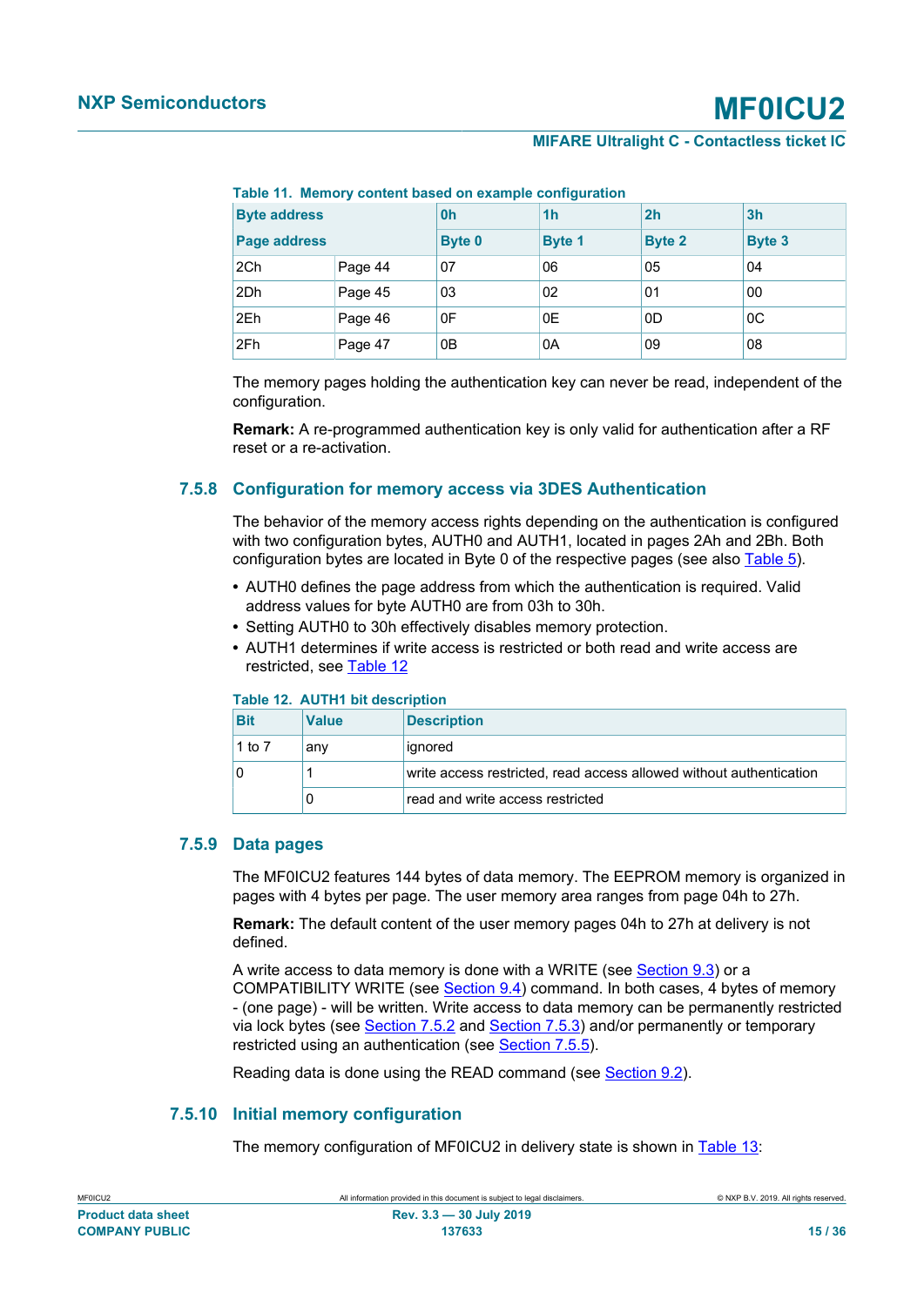**Table 11. Memory content based on example configuration**

| Byte address | | 0h | 1h | 2h | 3h |
|---|---|---|---|---|---|
| Page address | | Byte 0 | Byte 1 | Byte 2 | Byte 3 |
| 2Ch | Page 44 | 07 | 06 | 05 | 04 |
| 2Dh | Page 45 | 03 | 02 | 01 | 00 |
| 2Eh | Page 46 | 0F | 0E | 0D | 0C |
| 2Fh | Page 47 | 0B | 0A | 09 | 08 |

The memory pages holding the authentication key can never be read, independent of the configuration.

**Remark:** A re-programmed authentication key is only valid for authentication after a RF reset or a re-activation.

### 7.5.8 Configuration for memory access via 3DES Authentication

The behavior of the memory access rights depending on the authentication is configured with two configuration bytes, AUTH0 and AUTH1, located in pages 2Ah and 2Bh. Both configuration bytes are located in Byte 0 of the respective pages (see also Table 5).

- AUTH0 defines the page address from which the authentication is required. Valid address values for byte AUTH0 are from 03h to 30h.
- Setting AUTH0 to 30h effectively disables memory protection.
- AUTH1 determines if write access is restricted or both read and write access are restricted, see Table 12

**Table 12. AUTH1 bit description**

| Bit | Value | Description |
|---|---|---|
| 1 to 7 | any | ignored |
| 0 | 1 | write access restricted, read access allowed without authentication |
| | 0 | read and write access restricted |

### 7.5.9 Data pages

The MF0ICU2 features 144 bytes of data memory. The EEPROM memory is organized in pages with 4 bytes per page. The user memory area ranges from page 04h to 27h.

**Remark:** The default content of the user memory pages 04h to 27h at delivery is not defined.

A write access to data memory is done with a WRITE (see Section 9.3) or a COMPATIBILITY WRITE (see Section 9.4) command. In both cases, 4 bytes of memory - (one page) - will be written. Write access to data memory can be permanently restricted via lock bytes (see Section 7.5.2 and Section 7.5.3) and/or permanently or temporary restricted using an authentication (see Section 7.5.5).

Reading data is done using the READ command (see Section 9.2).

### 7.5.10 Initial memory configuration

The memory configuration of MF0ICU2 in delivery state is shown in Table 13: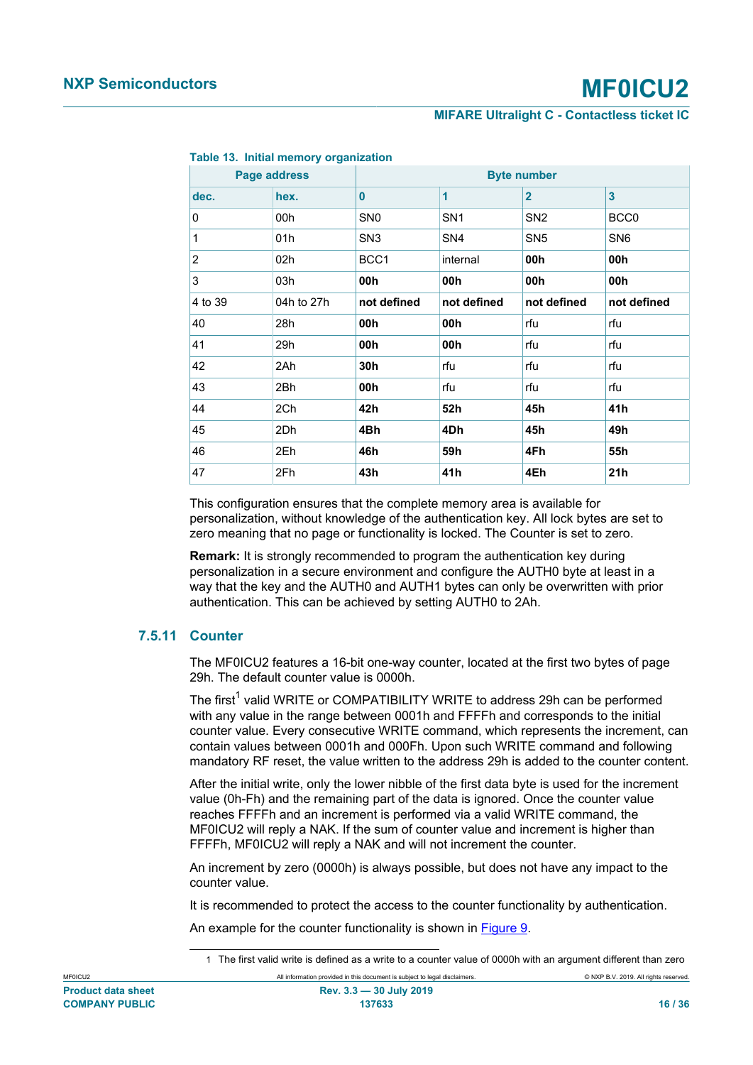Table 13. Initial memory organization

| Page address | | Byte number | | | |
|---|---|---|---|---|---|
| dec. | hex. | 0 | 1 | 2 | 3 |
| 0 | 00h | SN0 | SN1 | SN2 | BCC0 |
| 1 | 01h | SN3 | SN4 | SN5 | SN6 |
| 2 | 02h | BCC1 | internal | **00h** | **00h** |
| 3 | 03h | **00h** | **00h** | **00h** | **00h** |
| 4 to 39 | 04h to 27h | **not defined** | **not defined** | **not defined** | **not defined** |
| 40 | 28h | **00h** | **00h** | rfu | rfu |
| 41 | 29h | **00h** | **00h** | rfu | rfu |
| 42 | 2Ah | **30h** | rfu | rfu | rfu |
| 43 | 2Bh | **00h** | rfu | rfu | rfu |
| 44 | 2Ch | **42h** | **52h** | **45h** | **41h** |
| 45 | 2Dh | **4Bh** | **4Dh** | **45h** | **49h** |
| 46 | 2Eh | **46h** | **59h** | **4Fh** | **55h** |
| 47 | 2Fh | **43h** | **41h** | **4Eh** | **21h** |

This configuration ensures that the complete memory area is available for personalization, without knowledge of the authentication key. All lock bytes are set to zero meaning that no page or functionality is locked. The Counter is set to zero.

**Remark:** It is strongly recommended to program the authentication key during personalization in a secure environment and configure the AUTH0 byte at least in a way that the key and the AUTH0 and AUTH1 bytes can only be overwritten with prior authentication. This can be achieved by setting AUTH0 to 2Ah.

### 7.5.11 Counter

The MF0ICU2 features a 16-bit one-way counter, located at the first two bytes of page 29h. The default counter value is 0000h.

The first[1] valid WRITE or COMPATIBILITY WRITE to address 29h can be performed with any value in the range between 0001h and FFFFh and corresponds to the initial counter value. Every consecutive WRITE command, which represents the increment, can contain values between 0001h and 000Fh. Upon such WRITE command and following mandatory RF reset, the value written to the address 29h is added to the counter content.

After the initial write, only the lower nibble of the first data byte is used for the increment value (0h-Fh) and the remaining part of the data is ignored. Once the counter value reaches FFFFh and an increment is performed via a valid WRITE command, the MF0ICU2 will reply a NAK. If the sum of counter value and increment is higher than FFFFh, MF0ICU2 will reply a NAK and will not increment the counter.

An increment by zero (0000h) is always possible, but does not have any impact to the counter value.

It is recommended to protect the access to the counter functionality by authentication.

An example for the counter functionality is shown in Figure 9.

1 The first valid write is defined as a write to a counter value of 0000h with an argument different than zero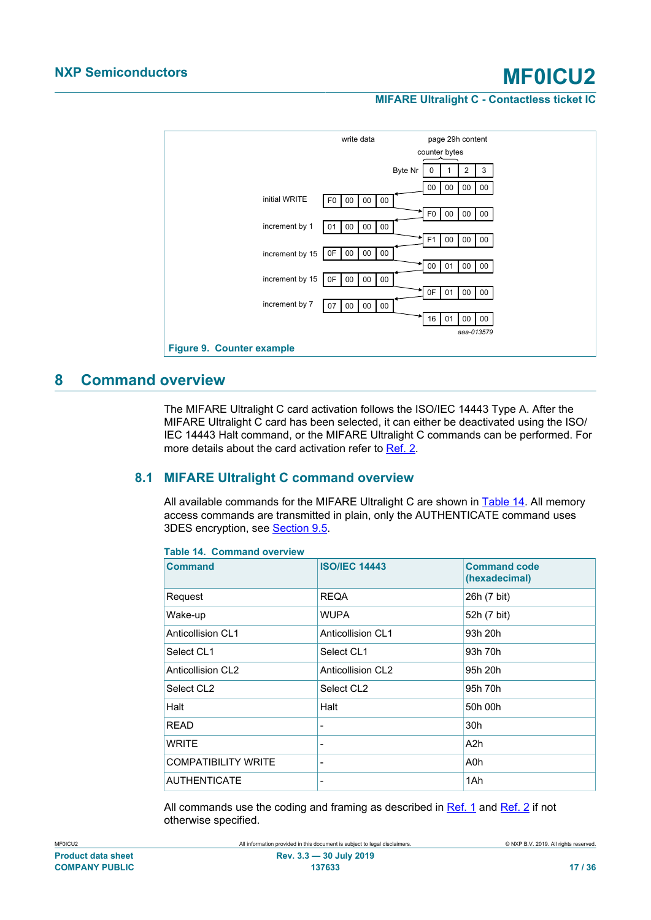| | write data | page 29h content (counter bytes) |
|---|---|---|
| Byte Nr | | 0 1 2 3 |
| | | 00 00 00 00 |
| initial WRITE | F0 00 00 00 | |
| | | F0 00 00 00 |
| increment by 1 | 01 00 00 00 | |
| | | F1 00 00 00 |
| increment by 15 | 0F 00 00 00 | |
| | | 00 01 00 00 |
| increment by 15 | 0F 00 00 00 | |
| | | 0F 01 00 00 |
| increment by 7 | 07 00 00 00 | |
| | | 16 01 00 00 |

aaa-013579

**Figure 9. Counter example**

## 8 Command overview

The MIFARE Ultralight C card activation follows the ISO/IEC 14443 Type A. After the MIFARE Ultralight C card has been selected, it can either be deactivated using the ISO/IEC 14443 Halt command, or the MIFARE Ultralight C commands can be performed. For more details about the card activation refer to Ref. 2.

### 8.1 MIFARE Ultralight C command overview

All available commands for the MIFARE Ultralight C are shown in Table 14. All memory access commands are transmitted in plain, only the AUTHENTICATE command uses 3DES encryption, see Section 9.5.

**Table 14. Command overview**

| Command | ISO/IEC 14443 | Command code (hexadecimal) |
|---|---|---|
| Request | REQA | 26h (7 bit) |
| Wake-up | WUPA | 52h (7 bit) |
| Anticollision CL1 | Anticollision CL1 | 93h 20h |
| Select CL1 | Select CL1 | 93h 70h |
| Anticollision CL2 | Anticollision CL2 | 95h 20h |
| Select CL2 | Select CL2 | 95h 70h |
| Halt | Halt | 50h 00h |
| READ | - | 30h |
| WRITE | - | A2h |
| COMPATIBILITY WRITE | - | A0h |
| AUTHENTICATE | - | 1Ah |

All commands use the coding and framing as described in Ref. 1 and Ref. 2 if not otherwise specified.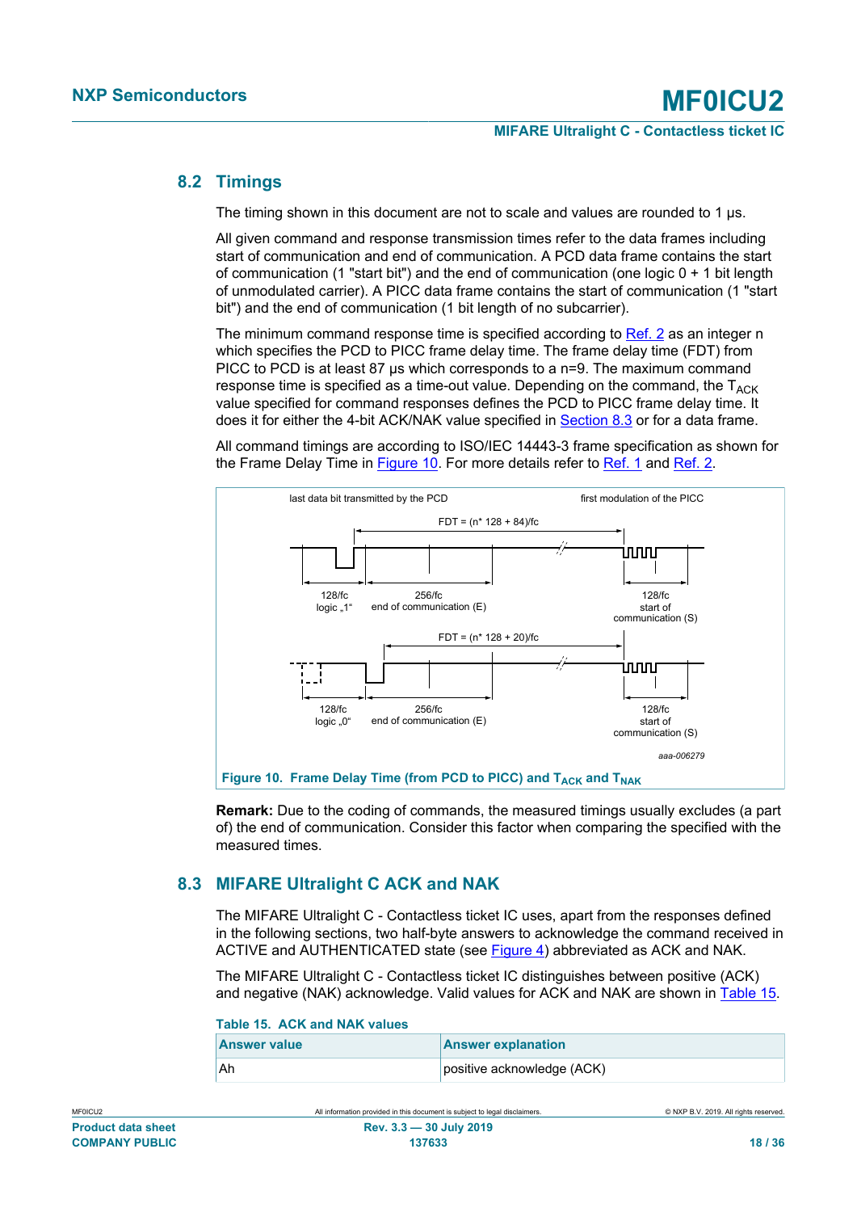## 8.2 Timings

The timing shown in this document are not to scale and values are rounded to 1 µs.

All given command and response transmission times refer to the data frames including start of communication and end of communication. A PCD data frame contains the start of communication (1 "start bit") and the end of communication (one logic 0 + 1 bit length of unmodulated carrier). A PICC data frame contains the start of communication (1 "start bit") and the end of communication (1 bit length of no subcarrier).

The minimum command response time is specified according to Ref. 2 as an integer n which specifies the PCD to PICC frame delay time. The frame delay time (FDT) from PICC to PCD is at least 87 µs which corresponds to a n=9. The maximum command response time is specified as a time-out value. Depending on the command, the $T_{ACK}$ value specified for command responses defines the PCD to PICC frame delay time. It does it for either the 4-bit ACK/NAK value specified in Section 8.3 or for a data frame.

All command timings are according to ISO/IEC 14443-3 frame specification as shown for the Frame Delay Time in Figure 10. For more details refer to Ref. 1 and Ref. 2.

last data bit transmitted by the PCD

first modulation of the PICC

FDT = (n* 128 + 84)/fc

128/fc logic „1“

256/fc end of communication (E)

128/fc start of communication (S)

FDT = (n* 128 + 20)/fc

128/fc logic „0“

256/fc end of communication (E)

128/fc start of communication (S)

aaa-006279

**Figure 10. Frame Delay Time (from PCD to PICC) and $T_{ACK}$ and $T_{NAK}$**

**Remark:** Due to the coding of commands, the measured timings usually excludes (a part of) the end of communication. Consider this factor when comparing the specified with the measured times.

## 8.3 MIFARE Ultralight C ACK and NAK

The MIFARE Ultralight C - Contactless ticket IC uses, apart from the responses defined in the following sections, two half-byte answers to acknowledge the command received in ACTIVE and AUTHENTICATED state (see Figure 4) abbreviated as ACK and NAK.

The MIFARE Ultralight C - Contactless ticket IC distinguishes between positive (ACK) and negative (NAK) acknowledge. Valid values for ACK and NAK are shown in Table 15.

**Table 15. ACK and NAK values**

| Answer value | Answer explanation |
|---|---|
| Ah | positive acknowledge (ACK) |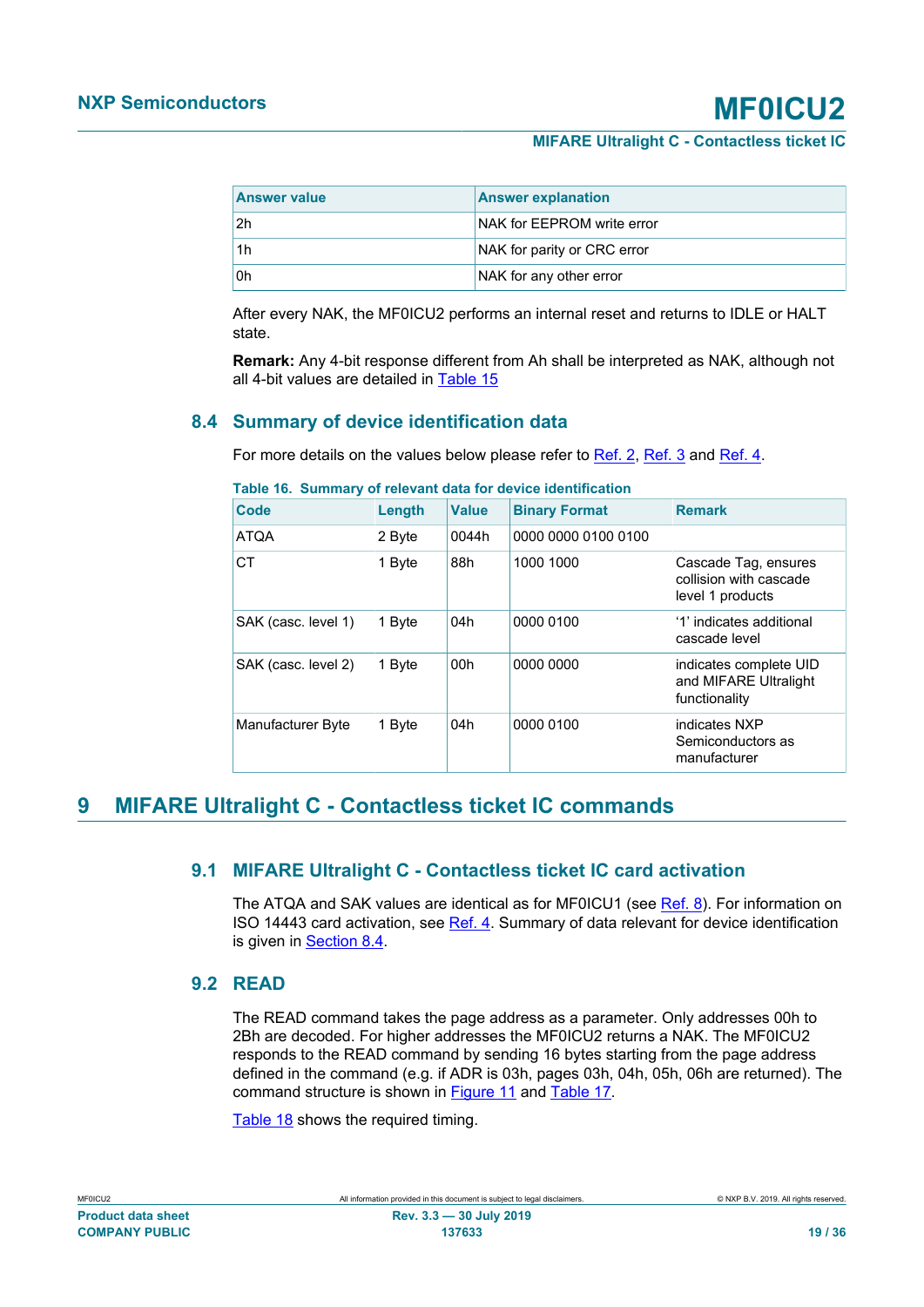| Answer value | Answer explanation |
|---|---|
| 2h | NAK for EEPROM write error |
| 1h | NAK for parity or CRC error |
| 0h | NAK for any other error |

After every NAK, the MF0ICU2 performs an internal reset and returns to IDLE or HALT state.

**Remark:** Any 4-bit response different from Ah shall be interpreted as NAK, although not all 4-bit values are detailed in Table 15

### 8.4 Summary of device identification data

For more details on the values below please refer to Ref. 2, Ref. 3 and Ref. 4.

**Table 16. Summary of relevant data for device identification**

| Code | Length | Value | Binary Format | Remark |
|---|---|---|---|---|
| ATQA | 2 Byte | 0044h | 0000 0000 0100 0100 | |
| CT | 1 Byte | 88h | 1000 1000 | Cascade Tag, ensures collision with cascade level 1 products |
| SAK (casc. level 1) | 1 Byte | 04h | 0000 0100 | ‘1’ indicates additional cascade level |
| SAK (casc. level 2) | 1 Byte | 00h | 0000 0000 | indicates complete UID and MIFARE Ultralight functionality |
| Manufacturer Byte | 1 Byte | 04h | 0000 0100 | indicates NXP Semiconductors as manufacturer |

## 9 MIFARE Ultralight C - Contactless ticket IC commands

### 9.1 MIFARE Ultralight C - Contactless ticket IC card activation

The ATQA and SAK values are identical as for MF0ICU1 (see Ref. 8). For information on ISO 14443 card activation, see Ref. 4. Summary of data relevant for device identification is given in Section 8.4.

### 9.2 READ

The READ command takes the page address as a parameter. Only addresses 00h to 2Bh are decoded. For higher addresses the MF0ICU2 returns a NAK. The MF0ICU2 responds to the READ command by sending 16 bytes starting from the page address defined in the command (e.g. if ADR is 03h, pages 03h, 04h, 05h, 06h are returned). The command structure is shown in Figure 11 and Table 17.

Table 18 shows the required timing.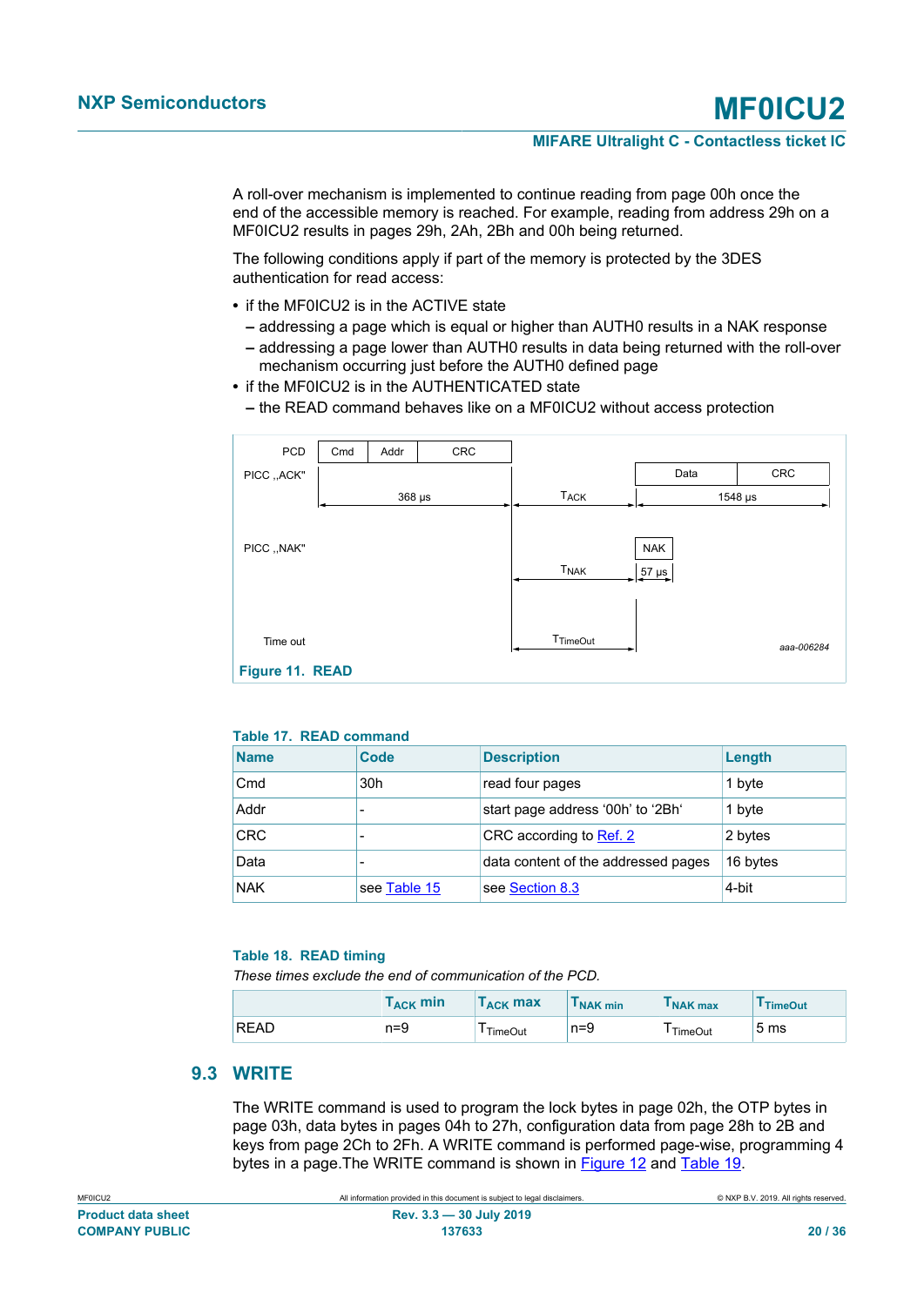A roll-over mechanism is implemented to continue reading from page 00h once the end of the accessible memory is reached. For example, reading from address 29h on a MF0ICU2 results in pages 29h, 2Ah, 2Bh and 00h being returned.

The following conditions apply if part of the memory is protected by the 3DES authentication for read access:

- if the MF0ICU2 is in the ACTIVE state
  - addressing a page which is equal or higher than AUTH0 results in a NAK response
  - addressing a page lower than AUTH0 results in data being returned with the roll-over mechanism occurring just before the AUTH0 defined page
- if the MF0ICU2 is in the AUTHENTICATED state
  - the READ command behaves like on a MF0ICU2 without access protection

PCD: Cmd | Addr | CRC — 368 µs

PICC ,,ACK": $T_{ACK}$ — Data | CRC — 1548 µs

PICC ,,NAK": $T_{NAK}$ — NAK — 57 µs

Time out: $T_{TimeOut}$

aaa-006284

**Figure 11. READ**

**Table 17. READ command**

| Name | Code | Description | Length |
|---|---|---|---|
| Cmd | 30h | read four pages | 1 byte |
| Addr | - | start page address '00h' to '2Bh' | 1 byte |
| CRC | - | CRC according to Ref. 2 | 2 bytes |
| Data | - | data content of the addressed pages | 16 bytes |
| NAK | see Table 15 | see Section 8.3 | 4-bit |

**Table 18. READ timing**

*These times exclude the end of communication of the PCD.*

| | $T_{ACK}$ min | $T_{ACK}$ max | $T_{NAK\ min}$ | $T_{NAK\ max}$ | $T_{TimeOut}$ |
|---|---|---|---|---|---|
| READ | n=9 | $T_{TimeOut}$ | n=9 | $T_{TimeOut}$ | 5 ms |

## 9.3 WRITE

The WRITE command is used to program the lock bytes in page 02h, the OTP bytes in page 03h, data bytes in pages 04h to 27h, configuration data from page 28h to 2B and keys from page 2Ch to 2Fh. A WRITE command is performed page-wise, programming 4 bytes in a page.The WRITE command is shown in Figure 12 and Table 19.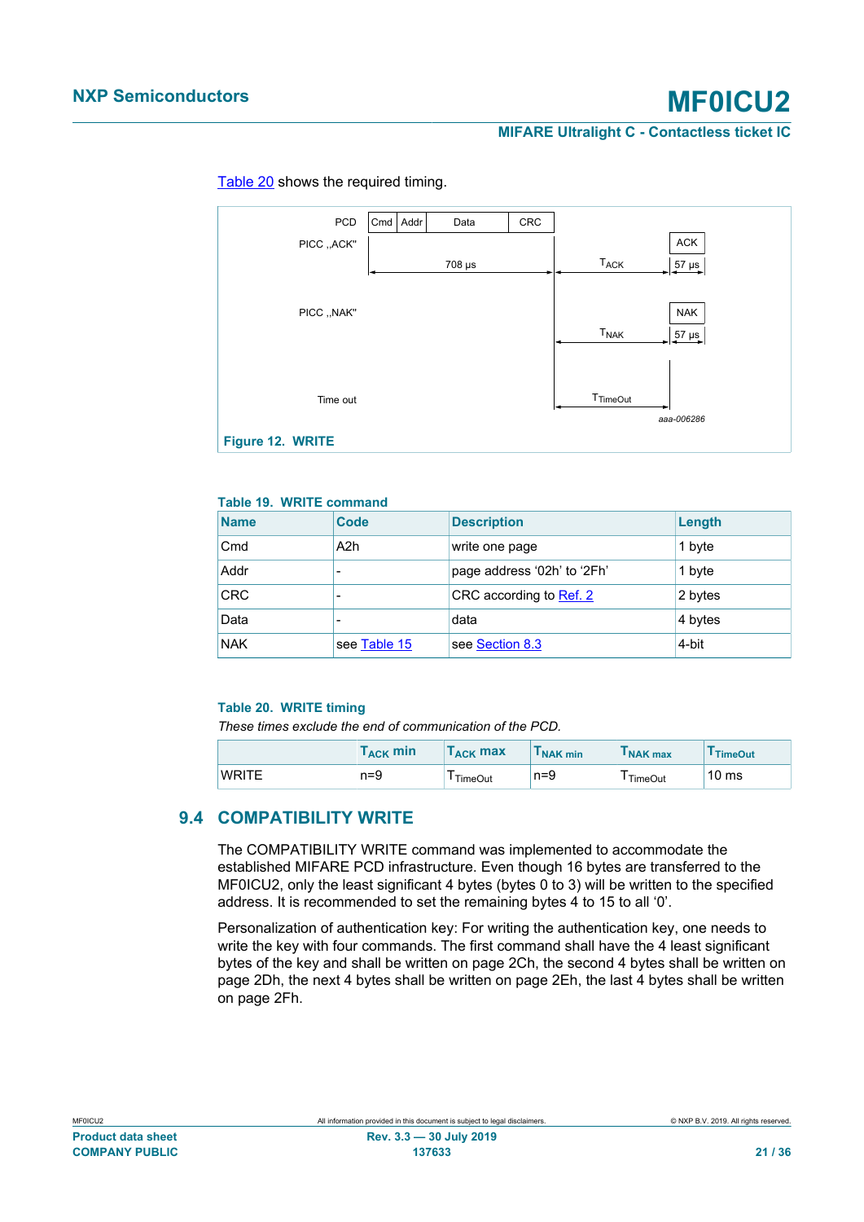Table 20 shows the required timing.

PCD | Cmd | Addr | Data | CRC

PICC „ACK" — 708 µs — $T_{ACK}$ — ACK — 57 µs

PICC „NAK" — $T_{NAK}$ — NAK — 57 µs

Time out — $T_{TimeOut}$

aaa-006286

**Figure 12. WRITE**

**Table 19. WRITE command**

| Name | Code | Description | Length |
|---|---|---|---|
| Cmd | A2h | write one page | 1 byte |
| Addr | - | page address ‘02h’ to ‘2Fh’ | 1 byte |
| CRC | - | CRC according to Ref. 2 | 2 bytes |
| Data | - | data | 4 bytes |
| NAK | see Table 15 | see Section 8.3 | 4-bit |

**Table 20. WRITE timing**

*These times exclude the end of communication of the PCD.*

| | $T_{ACK}$ min | $T_{ACK}$ max | $T_{NAK}$ min | $T_{NAK}$ max | $T_{TimeOut}$ |
|---|---|---|---|---|---|
| WRITE | n=9 | $T_{TimeOut}$ | n=9 | $T_{TimeOut}$ | 10 ms |

## 9.4 COMPATIBILITY WRITE

The COMPATIBILITY WRITE command was implemented to accommodate the established MIFARE PCD infrastructure. Even though 16 bytes are transferred to the MF0ICU2, only the least significant 4 bytes (bytes 0 to 3) will be written to the specified address. It is recommended to set the remaining bytes 4 to 15 to all ‘0’.

Personalization of authentication key: For writing the authentication key, one needs to write the key with four commands. The first command shall have the 4 least significant bytes of the key and shall be written on page 2Ch, the second 4 bytes shall be written on page 2Dh, the next 4 bytes shall be written on page 2Eh, the last 4 bytes shall be written on page 2Fh.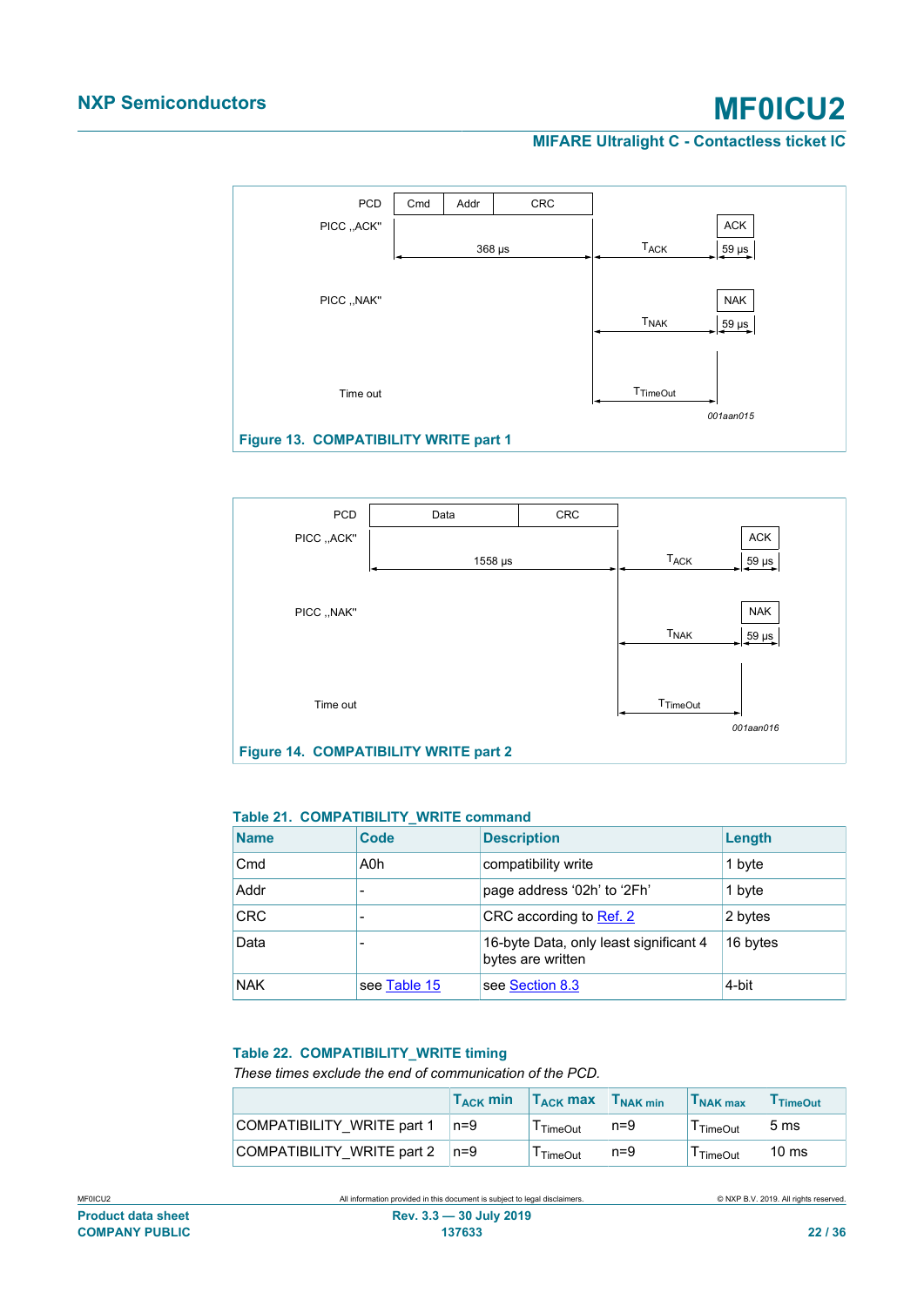PCD | Cmd | Addr | CRC

PICC „ACK" — 368 µs — $T_{ACK}$ — ACK — 59 µs

PICC „NAK" — $T_{NAK}$ — NAK — 59 µs

Time out — $T_{TimeOut}$

001aan015

**Figure 13. COMPATIBILITY WRITE part 1**

PCD | Data | CRC

PICC „ACK" — 1558 µs — $T_{ACK}$ — ACK — 59 µs

PICC „NAK" — $T_{NAK}$ — NAK — 59 µs

Time out — $T_{TimeOut}$

001aan016

**Figure 14. COMPATIBILITY WRITE part 2**

**Table 21. COMPATIBILITY_WRITE command**

| Name | Code | Description | Length |
|---|---|---|---|
| Cmd | A0h | compatibility write | 1 byte |
| Addr | - | page address ‘02h’ to ‘2Fh’ | 1 byte |
| CRC | - | CRC according to Ref. 2 | 2 bytes |
| Data | - | 16-byte Data, only least significant 4 bytes are written | 16 bytes |
| NAK | see Table 15 | see Section 8.3 | 4-bit |

**Table 22. COMPATIBILITY_WRITE timing**

*These times exclude the end of communication of the PCD.*

| | $T_{ACK}$ min | $T_{ACK}$ max | $T_{NAK}$ min | $T_{NAK}$ max | $T_{TimeOut}$ |
|---|---|---|---|---|---|
| COMPATIBILITY_WRITE part 1 | n=9 | $T_{TimeOut}$ | n=9 | $T_{TimeOut}$ | 5 ms |
| COMPATIBILITY_WRITE part 2 | n=9 | $T_{TimeOut}$ | n=9 | $T_{TimeOut}$ | 10 ms |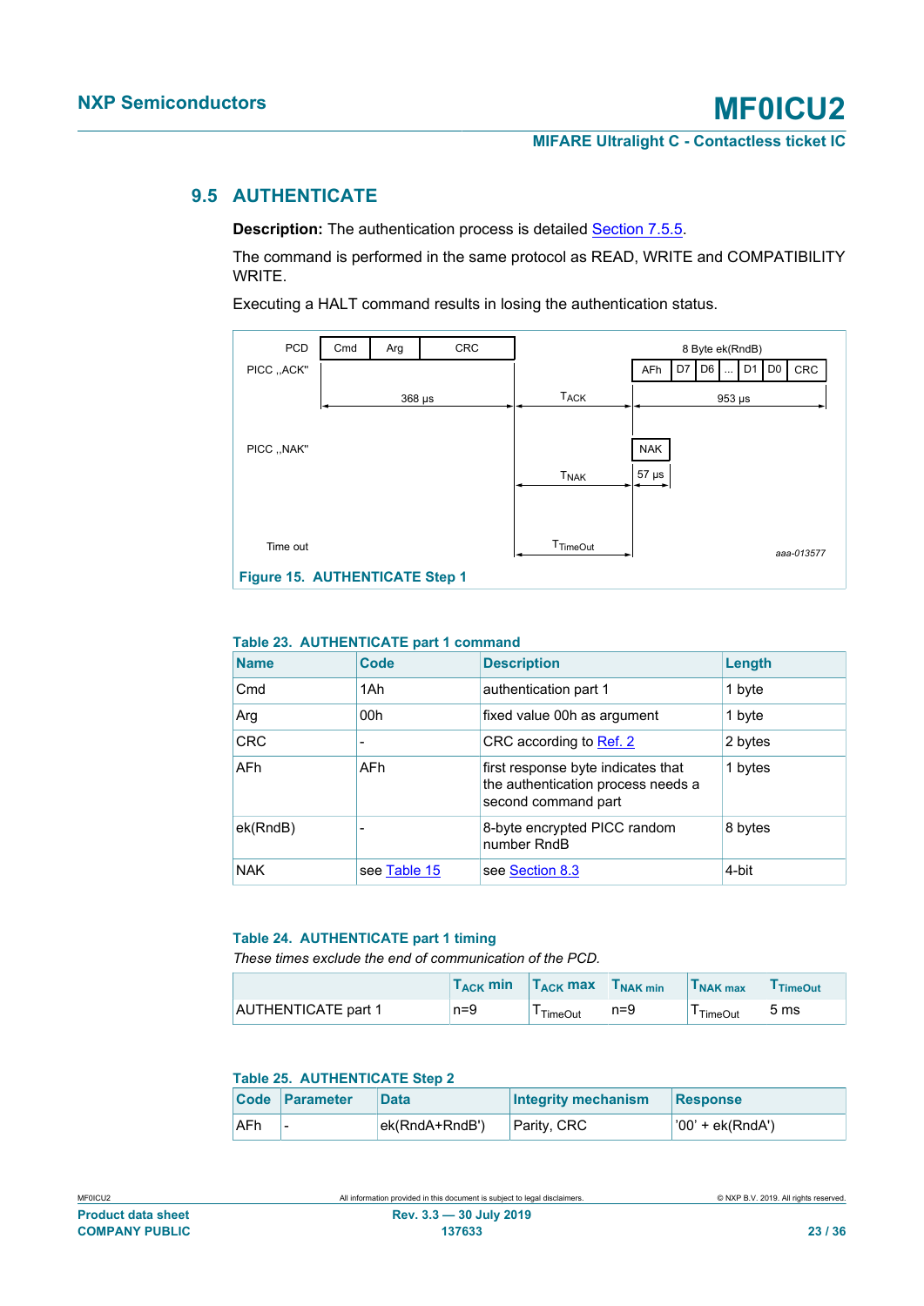## 9.5 AUTHENTICATE

**Description:** The authentication process is detailed Section 7.5.5.

The command is performed in the same protocol as READ, WRITE and COMPATIBILITY WRITE.

Executing a HALT command results in losing the authentication status.

Figure 15. AUTHENTICATE Step 1

**Table 23. AUTHENTICATE part 1 command**

| Name | Code | Description | Length |
|---|---|---|---|
| Cmd | 1Ah | authentication part 1 | 1 byte |
| Arg | 00h | fixed value 00h as argument | 1 byte |
| CRC | - | CRC according to Ref. 2 | 2 bytes |
| AFh | AFh | first response byte indicates that the authentication process needs a second command part | 1 bytes |
| ek(RndB) | - | 8-byte encrypted PICC random number RndB | 8 bytes |
| NAK | see Table 15 | see Section 8.3 | 4-bit |

**Table 24. AUTHENTICATE part 1 timing**

*These times exclude the end of communication of the PCD.*

| | $T_{ACK}$ min | $T_{ACK}$ max | $T_{NAK}$ min | $T_{NAK}$ max | $T_{TimeOut}$ |
|---|---|---|---|---|---|
| AUTHENTICATE part 1 | n=9 | $T_{TimeOut}$ | n=9 | $T_{TimeOut}$ | 5 ms |

**Table 25. AUTHENTICATE Step 2**

| Code | Parameter | Data | Integrity mechanism | Response |
|---|---|---|---|---|
| AFh | - | ek(RndA+RndB') | Parity, CRC | '00' + ek(RndA') |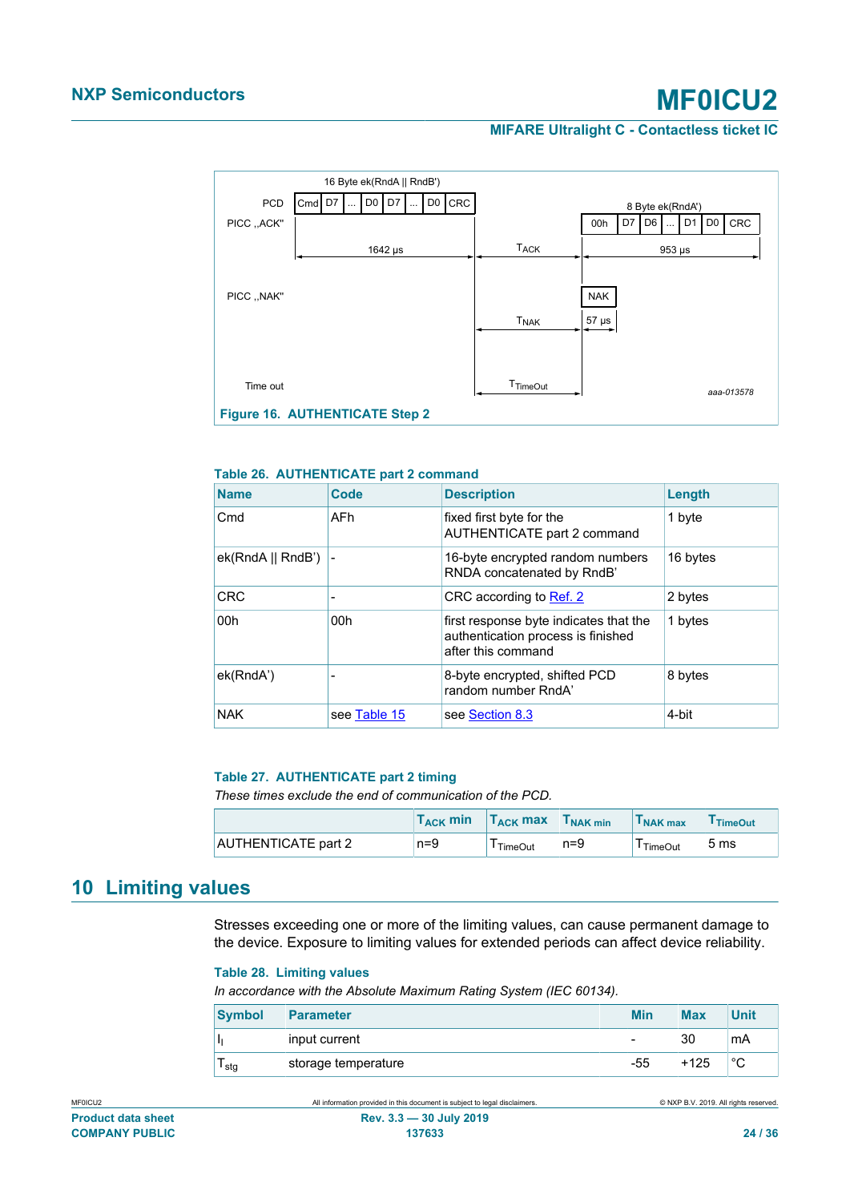Figure 16. AUTHENTICATE Step 2

**Table 26. AUTHENTICATE part 2 command**

| Name | Code | Description | Length |
|---|---|---|---|
| Cmd | AFh | fixed first byte for the AUTHENTICATE part 2 command | 1 byte |
| ek(RndA \|\| RndB') | - | 16-byte encrypted random numbers RNDA concatenated by RndB' | 16 bytes |
| CRC | - | CRC according to Ref. 2 | 2 bytes |
| 00h | 00h | first response byte indicates that the authentication process is finished after this command | 1 bytes |
| ek(RndA') | - | 8-byte encrypted, shifted PCD random number RndA' | 8 bytes |
| NAK | see Table 15 | see Section 8.3 | 4-bit |

**Table 27. AUTHENTICATE part 2 timing**

*These times exclude the end of communication of the PCD.*

| | $T_{ACK}$ min | $T_{ACK}$ max | $T_{NAK\ min}$ | $T_{NAK\ max}$ | $T_{TimeOut}$ |
|---|---|---|---|---|---|
| AUTHENTICATE part 2 | n=9 | $T_{TimeOut}$ | n=9 | $T_{TimeOut}$ | 5 ms |

## 10 Limiting values

Stresses exceeding one or more of the limiting values, can cause permanent damage to the device. Exposure to limiting values for extended periods can affect device reliability.

**Table 28. Limiting values**

*In accordance with the Absolute Maximum Rating System (IEC 60134).*

| Symbol | Parameter | Min | Max | Unit |
|---|---|---|---|---|
| $I_I$ | input current | - | 30 | mA |
| $T_{stg}$ | storage temperature | -55 | +125 | °C |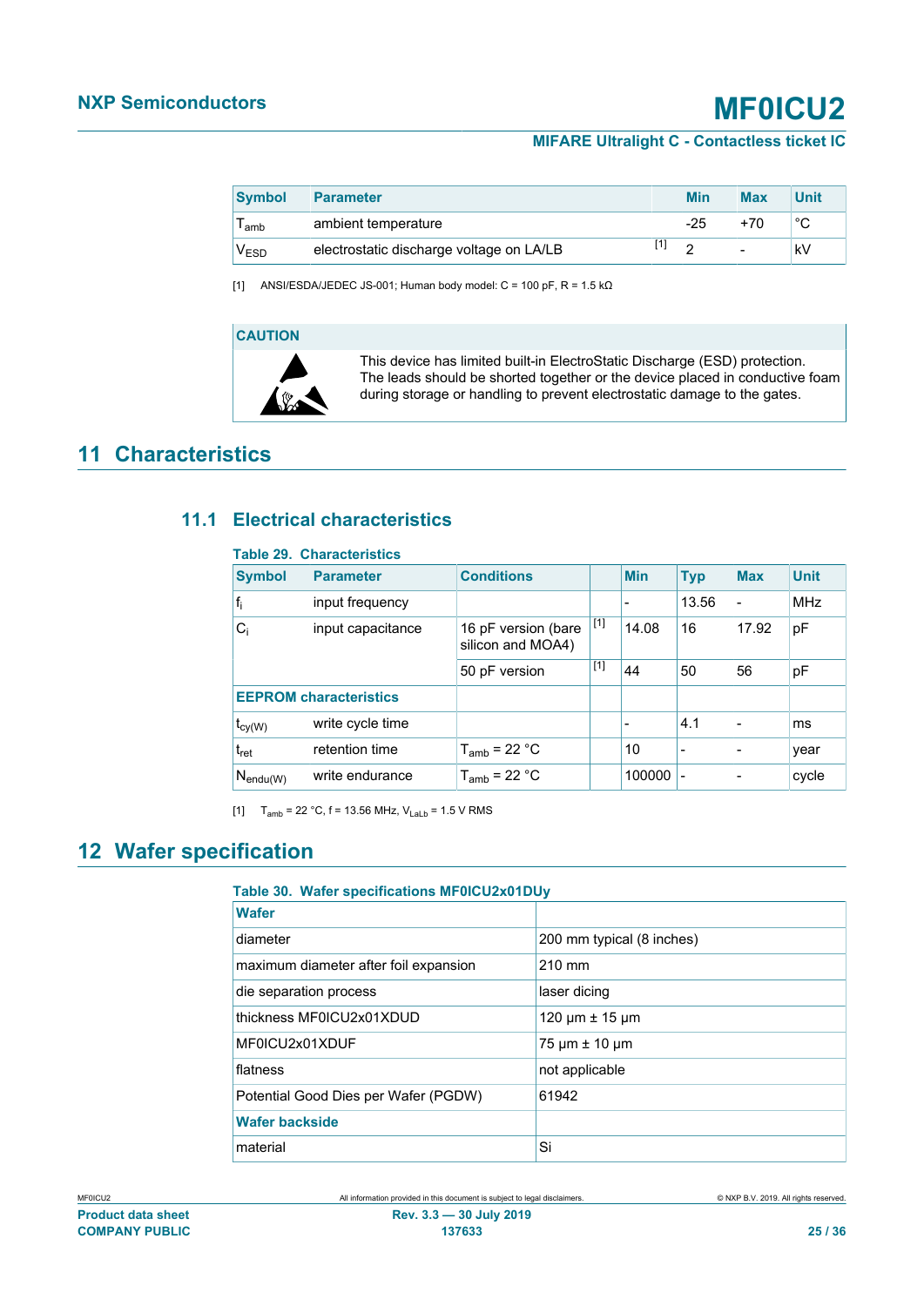| Symbol | Parameter | | Min | Max | Unit |
|---|---|---|---|---|---|
| $T_{amb}$ | ambient temperature | | -25 | +70 | °C |
| $V_{ESD}$ | electrostatic discharge voltage on LA/LB | [1] | 2 | - | kV |

[1] ANSI/ESDA/JEDEC JS-001; Human body model: C = 100 pF, R = 1.5 kΩ

**CAUTION**

This device has limited built-in ElectroStatic Discharge (ESD) protection. The leads should be shorted together or the device placed in conductive foam during storage or handling to prevent electrostatic damage to the gates.

# 11 Characteristics

## 11.1 Electrical characteristics

**Table 29. Characteristics**

| Symbol | Parameter | Conditions | | Min | Typ | Max | Unit |
|---|---|---|---|---|---|---|---|
| $f_i$ | input frequency | | | - | 13.56 | - | MHz |
| $C_i$ | input capacitance | 16 pF version (bare silicon and MOA4) | [1] | 14.08 | 16 | 17.92 | pF |
| | | 50 pF version | [1] | 44 | 50 | 56 | pF |
| **EEPROM characteristics** | | | | | | | |
| $t_{cy(W)}$ | write cycle time | | | - | 4.1 | - | ms |
| $t_{ret}$ | retention time | $T_{amb}$ = 22 °C | | 10 | - | - | year |
| $N_{endu(W)}$ | write endurance | $T_{amb}$ = 22 °C | | 100000 | - | - | cycle |

[1] $T_{amb}$ = 22 °C, f = 13.56 MHz, $V_{LaLb}$ = 1.5 V RMS

# 12 Wafer specification

**Table 30. Wafer specifications MF0ICU2x01DUy**

| **Wafer** | |
|---|---|
| diameter | 200 mm typical (8 inches) |
| maximum diameter after foil expansion | 210 mm |
| die separation process | laser dicing |
| thickness MF0ICU2x01XDUD | 120 μm ± 15 μm |
| MF0ICU2x01XDUF | 75 μm ± 10 μm |
| flatness | not applicable |
| Potential Good Dies per Wafer (PGDW) | 61942 |
| **Wafer backside** | |
| material | Si |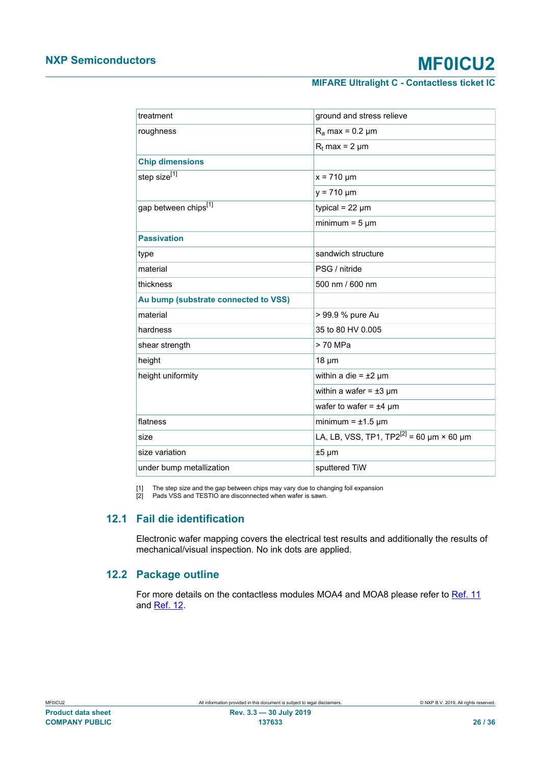| | |
|---|---|
| treatment | ground and stress relieve |
| roughness | $R_a$ max = 0.2 μm |
| | $R_t$ max = 2 μm |
| **Chip dimensions** | |
| step size[1] | x = 710 μm |
| | y = 710 μm |
| gap between chips[1] | typical = 22 μm |
| | minimum = 5 μm |
| **Passivation** | |
| type | sandwich structure |
| material | PSG / nitride |
| thickness | 500 nm / 600 nm |
| **Au bump (substrate connected to VSS)** | |
| material | > 99.9 % pure Au |
| hardness | 35 to 80 HV 0.005 |
| shear strength | > 70 MPa |
| height | 18 μm |
| height uniformity | within a die = ±2 μm |
| | within a wafer = ±3 μm |
| | wafer to wafer = ±4 μm |
| flatness | minimum = ±1.5 μm |
| size | LA, LB, VSS, TP1, TP2[2] = 60 μm × 60 μm |
| size variation | ±5 μm |
| under bump metallization | sputtered TiW |

[1] The step size and the gap between chips may vary due to changing foil expansion
[2] Pads VSS and TESTIO are disconnected when wafer is sawn.

## 12.1 Fail die identification

Electronic wafer mapping covers the electrical test results and additionally the results of mechanical/visual inspection. No ink dots are applied.

## 12.2 Package outline

For more details on the contactless modules MOA4 and MOA8 please refer to Ref. 11 and Ref. 12.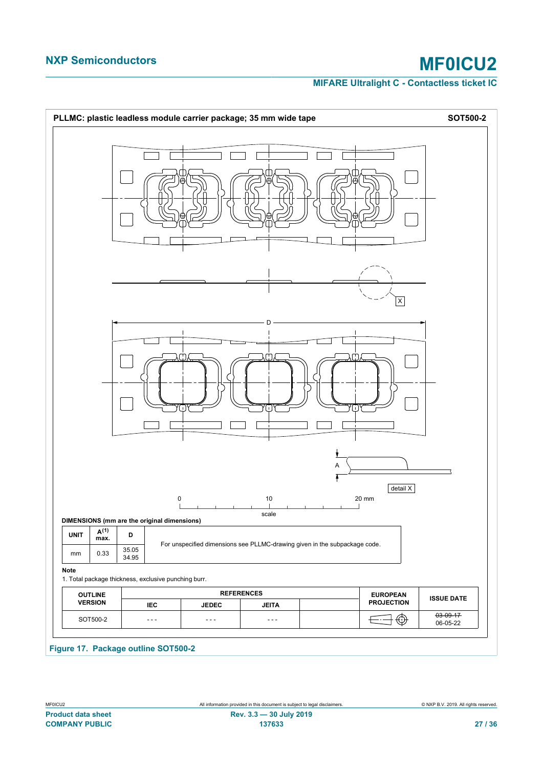**PLLMC: plastic leadless module carrier package; 35 mm wide tape** **SOT500-2**

DIMENSIONS (mm are the original dimensions)

| UNIT | A(1) max. | D | |
|---|---|---|---|
| mm | 0.33 | 35.05<br>34.95 | For unspecified dimensions see PLLMC-drawing given in the subpackage code. |

**Note**

1. Total package thickness, exclusive punching burr.

| OUTLINE VERSION | REFERENCES | | | | EUROPEAN PROJECTION | ISSUE DATE |
|---|---|---|---|---|---|---|
| | IEC | JEDEC | JEITA | | | |
| SOT500-2 | - - - | - - - | - - - | | | ~~03-09-17~~<br>06-05-22 |

**Figure 17. Package outline SOT500-2**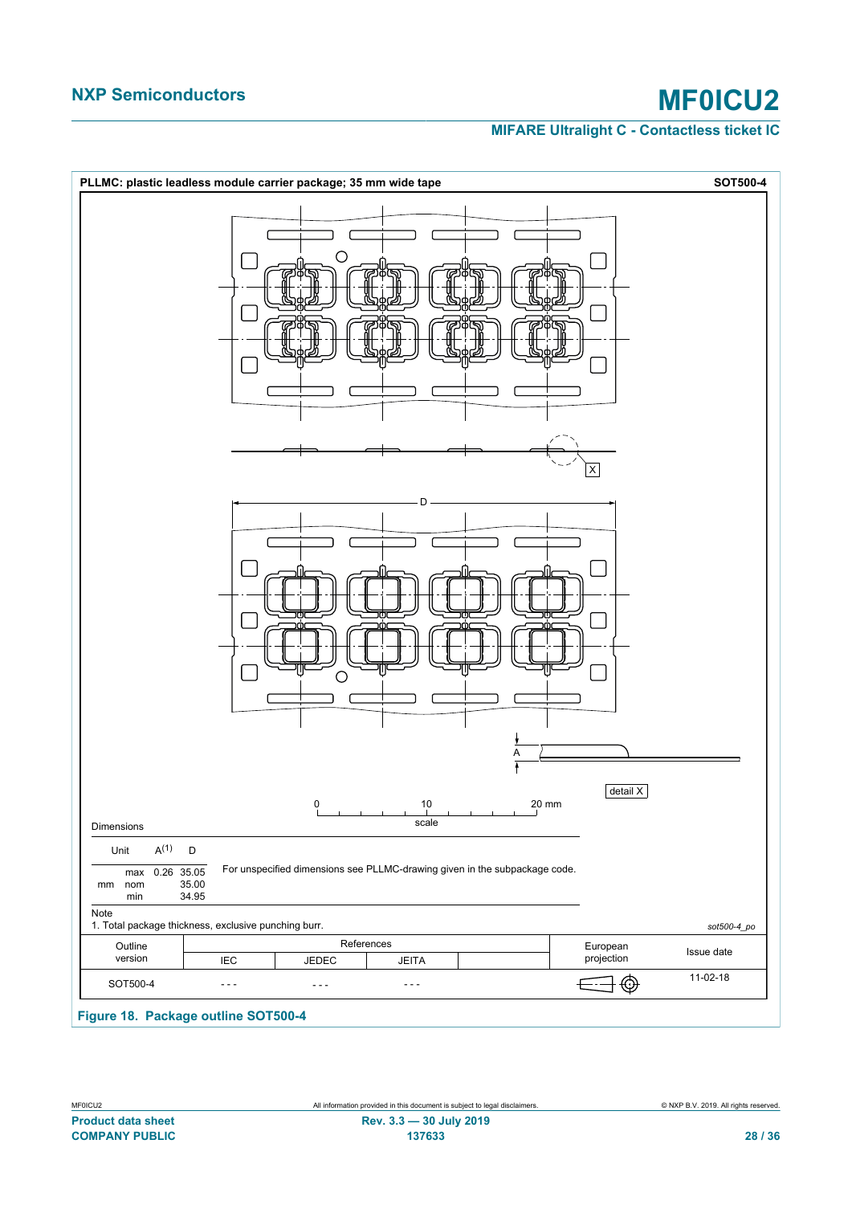**PLLMC: plastic leadless module carrier package; 35 mm wide tape** — **SOT500-4**

X

D

A

detail X

0 10 20 mm

scale

Dimensions

| Unit | | A[(1)] | D |
|---|---|---|---|
| mm | max | 0.26 | 35.05 |
| | nom | | 35.00 |
| | min | | 34.95 |

For unspecified dimensions see PLLMC-drawing given in the subpackage code.

Note

1. Total package thickness, exclusive punching burr.

*sot500-4_po*

| Outline version | References | | | | European projection | Issue date |
|---|---|---|---|---|---|---|
| | IEC | JEDEC | JEITA | | | |
| SOT500-4 | - - - | - - - | - - - | | | 11-02-18 |

**Figure 18. Package outline SOT500-4**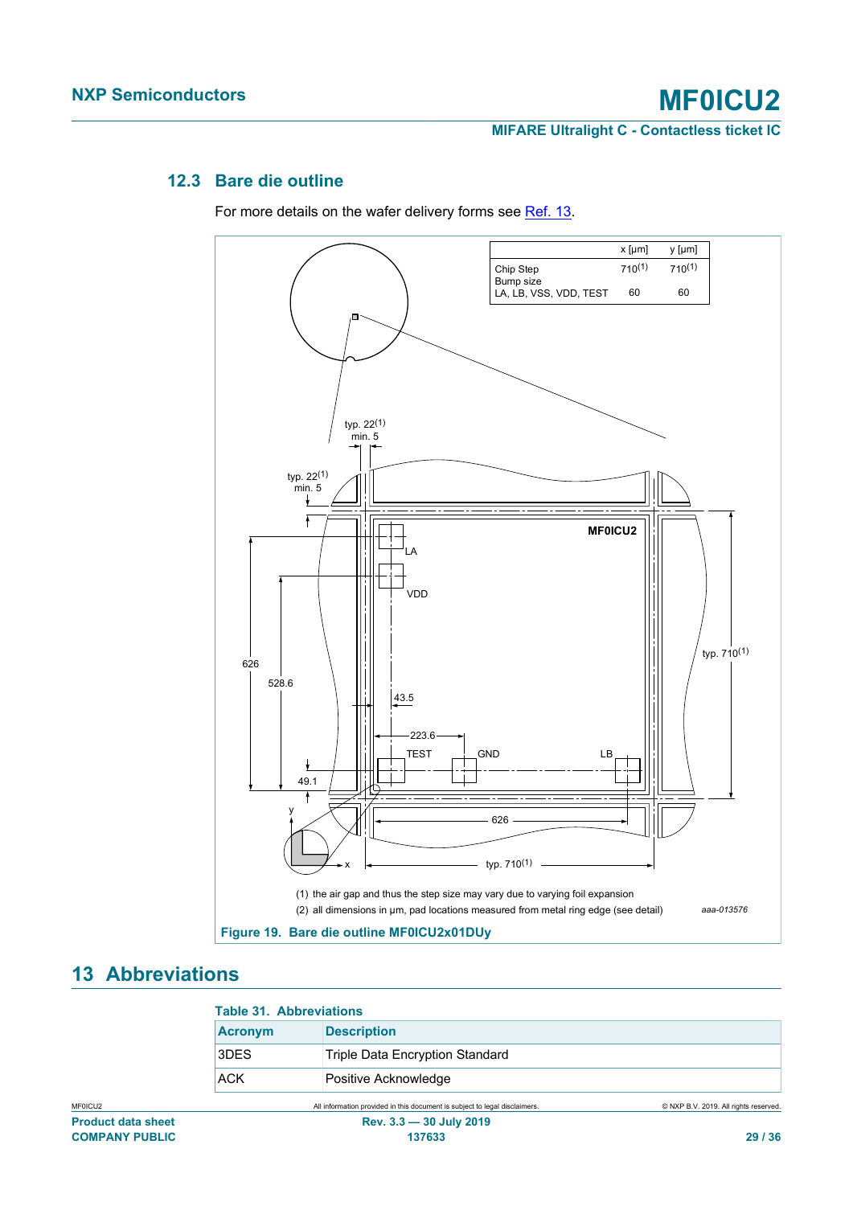### 12.3 Bare die outline

For more details on the wafer delivery forms see Ref. 13.

| | x [µm] | y [µm] |
|---|---|---|
| Chip Step | 710(1) | 710(1) |
| Bump size LA, LB, VSS, VDD, TEST | 60 | 60 |

(1) the air gap and thus the step size may vary due to varying foil expansion

(2) all dimensions in µm, pad locations measured from metal ring edge (see detail)

aaa-013576

**Figure 19. Bare die outline MF0ICU2x01DUy**

## 13 Abbreviations

**Table 31. Abbreviations**

| Acronym | Description |
|---|---|
| 3DES | Triple Data Encryption Standard |
| ACK | Positive Acknowledge |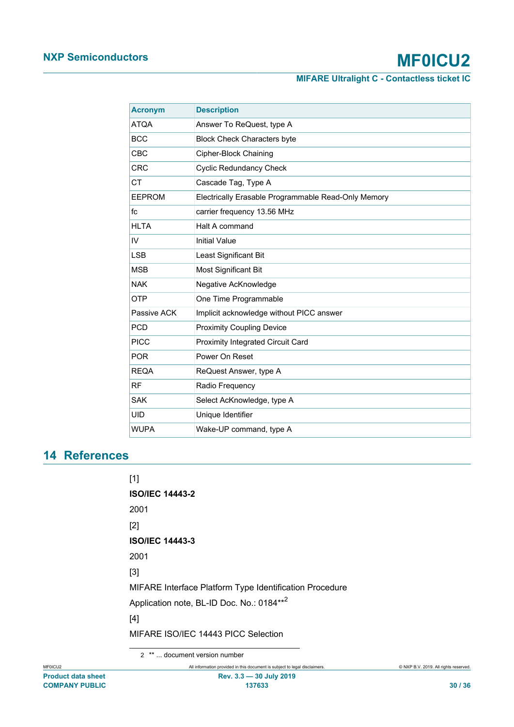| Acronym | Description |
|---|---|
| ATQA | Answer To ReQuest, type A |
| BCC | Block Check Characters byte |
| CBC | Cipher-Block Chaining |
| CRC | Cyclic Redundancy Check |
| CT | Cascade Tag, Type A |
| EEPROM | Electrically Erasable Programmable Read-Only Memory |
| fc | carrier frequency 13.56 MHz |
| HLTA | Halt A command |
| IV | Initial Value |
| LSB | Least Significant Bit |
| MSB | Most Significant Bit |
| NAK | Negative AcKnowledge |
| OTP | One Time Programmable |
| Passive ACK | Implicit acknowledge without PICC answer |
| PCD | Proximity Coupling Device |
| PICC | Proximity Integrated Circuit Card |
| POR | Power On Reset |
| REQA | ReQuest Answer, type A |
| RF | Radio Frequency |
| SAK | Select AcKnowledge, type A |
| UID | Unique Identifier |
| WUPA | Wake-UP command, type A |

## 14 References

[1]

**ISO/IEC 14443-2**

2001

[2]

**ISO/IEC 14443-3**

2001

[3]

MIFARE Interface Platform Type Identification Procedure

Application note, BL-ID Doc. No.: 0184**[2]

[4]

MIFARE ISO/IEC 14443 PICC Selection

2 ** ... document version number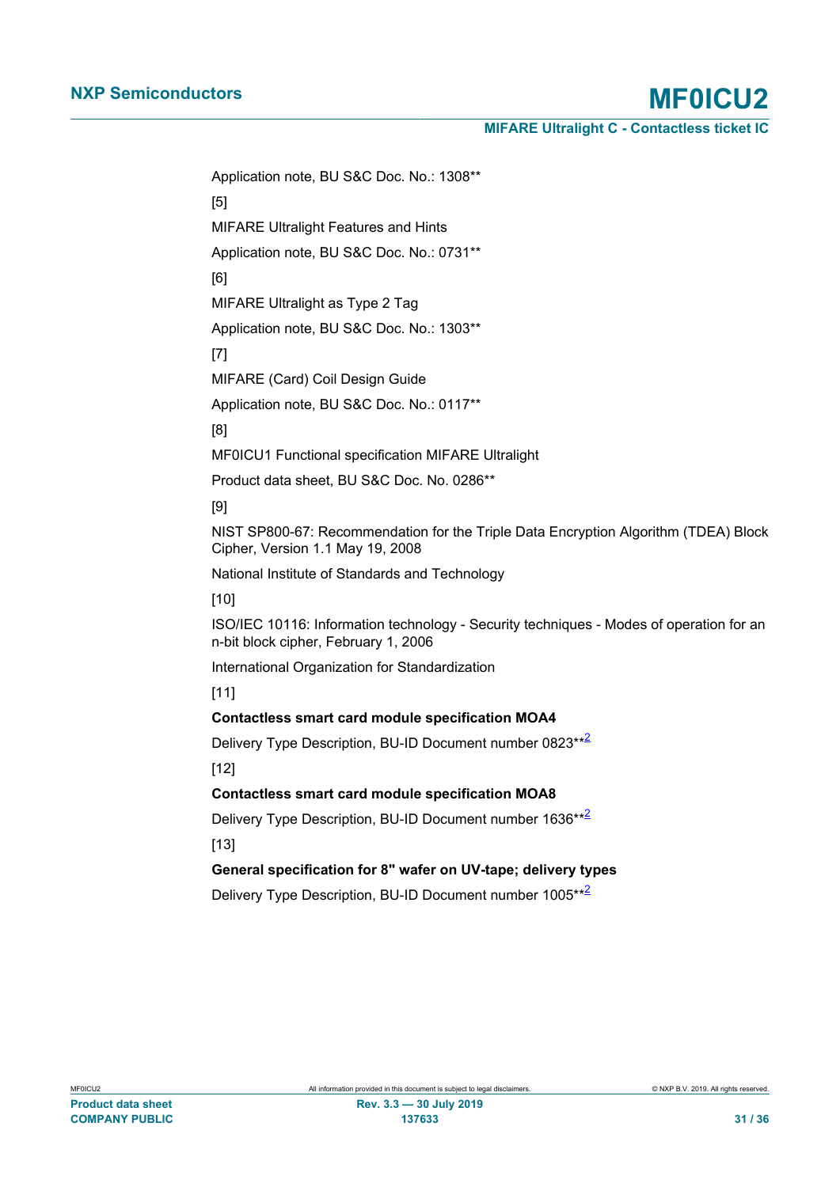Application note, BU S&C Doc. No.: 1308**

[5]

MIFARE Ultralight Features and Hints

Application note, BU S&C Doc. No.: 0731**

[6]

MIFARE Ultralight as Type 2 Tag

Application note, BU S&C Doc. No.: 1303**

[7]

MIFARE (Card) Coil Design Guide

Application note, BU S&C Doc. No.: 0117**

[8]

MF0ICU1 Functional specification MIFARE Ultralight

Product data sheet, BU S&C Doc. No. 0286**

[9]

NIST SP800-67: Recommendation for the Triple Data Encryption Algorithm (TDEA) Block Cipher, Version 1.1 May 19, 2008

National Institute of Standards and Technology

[10]

ISO/IEC 10116: Information technology - Security techniques - Modes of operation for an n-bit block cipher, February 1, 2006

International Organization for Standardization

[11]

**Contactless smart card module specification MOA4**

Delivery Type Description, BU-ID Document number 0823**[2]

[12]

**Contactless smart card module specification MOA8**

Delivery Type Description, BU-ID Document number 1636**[2]

[13]

**General specification for 8" wafer on UV-tape; delivery types**

Delivery Type Description, BU-ID Document number 1005**[2]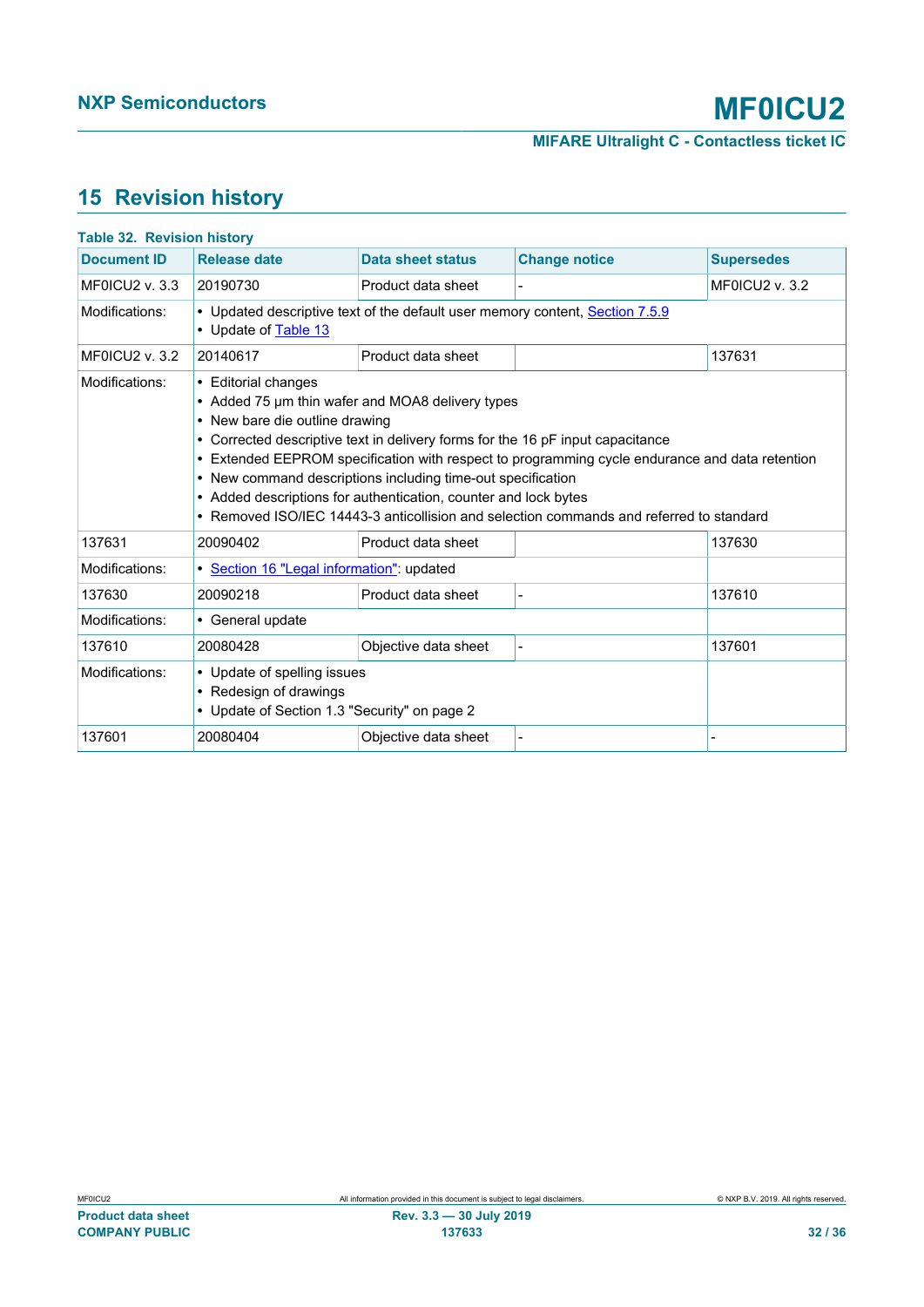## 15 Revision history

**Table 32. Revision history**

| Document ID | Release date | Data sheet status | Change notice | Supersedes |
|---|---|---|---|---|
| MF0ICU2 v. 3.3 | 20190730 | Product data sheet | - | MF0ICU2 v. 3.2 |
| Modifications: | • Updated descriptive text of the default user memory content, Section 7.5.9<br>• Update of Table 13 | | | |
| MF0ICU2 v. 3.2 | 20140617 | Product data sheet | | 137631 |
| Modifications: | • Editorial changes<br>• Added 75 μm thin wafer and MOA8 delivery types<br>• New bare die outline drawing<br>• Corrected descriptive text in delivery forms for the 16 pF input capacitance<br>• Extended EEPROM specification with respect to programming cycle endurance and data retention<br>• New command descriptions including time-out specification<br>• Added descriptions for authentication, counter and lock bytes<br>• Removed ISO/IEC 14443-3 anticollision and selection commands and referred to standard | | | |
| 137631 | 20090402 | Product data sheet | | 137630 |
| Modifications: | • Section 16 "Legal information": updated | | | |
| 137630 | 20090218 | Product data sheet | - | 137610 |
| Modifications: | • General update | | | |
| 137610 | 20080428 | Objective data sheet | - | 137601 |
| Modifications: | • Update of spelling issues<br>• Redesign of drawings<br>• Update of Section 1.3 "Security" on page 2 | | | |
| 137601 | 20080404 | Objective data sheet | - | - |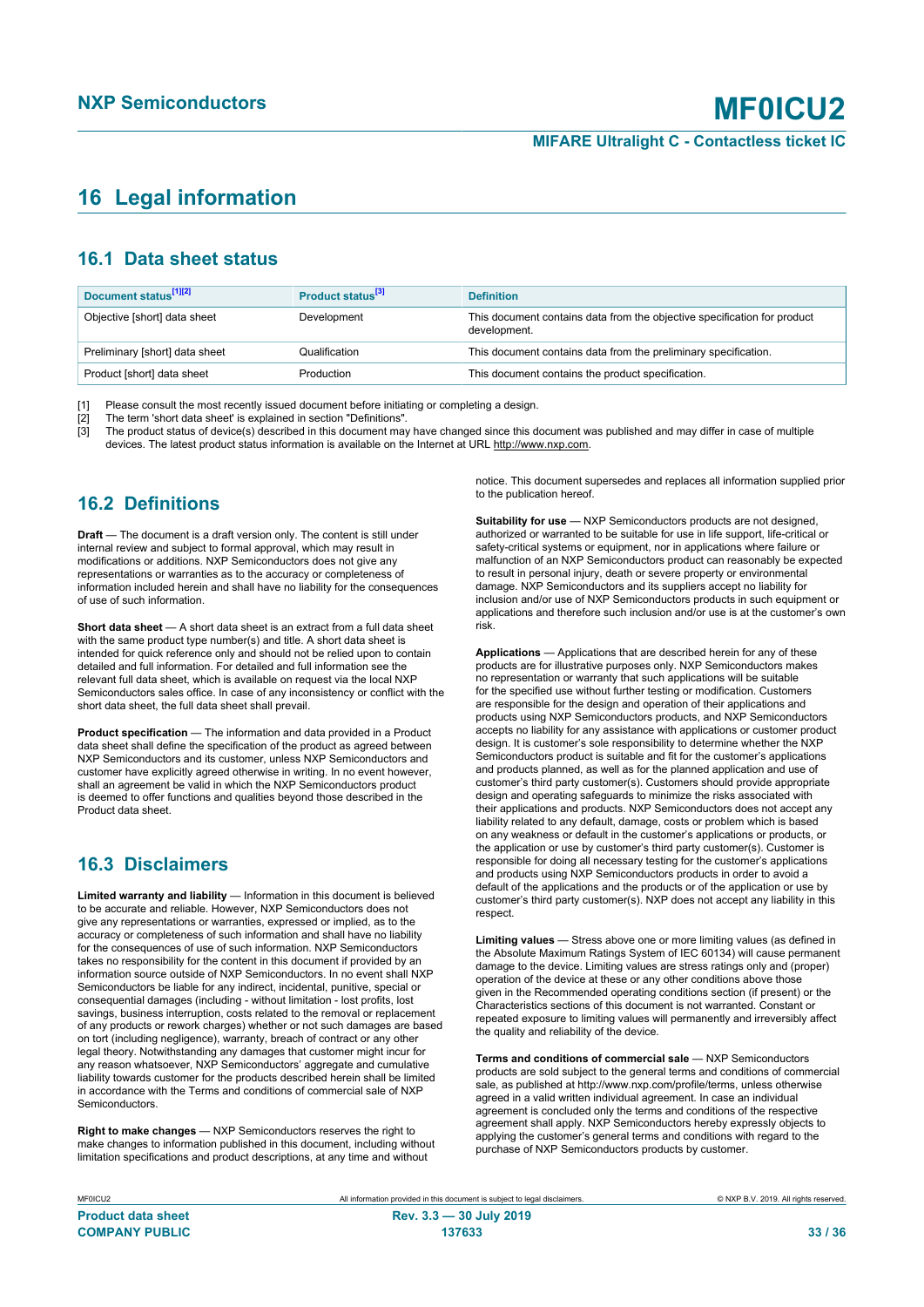## 16 Legal information

### 16.1 Data sheet status

| Document status[1][2] | Product status[3] | Definition |
|---|---|---|
| Objective [short] data sheet | Development | This document contains data from the objective specification for product development. |
| Preliminary [short] data sheet | Qualification | This document contains data from the preliminary specification. |
| Product [short] data sheet | Production | This document contains the product specification. |

[1] Please consult the most recently issued document before initiating or completing a design.
[2] The term 'short data sheet' is explained in section "Definitions".
[3] The product status of device(s) described in this document may have changed since this document was published and may differ in case of multiple devices. The latest product status information is available on the Internet at URL http://www.nxp.com.

### 16.2 Definitions

**Draft** — The document is a draft version only. The content is still under internal review and subject to formal approval, which may result in modifications or additions. NXP Semiconductors does not give any representations or warranties as to the accuracy or completeness of information included herein and shall have no liability for the consequences of use of such information.

**Short data sheet** — A short data sheet is an extract from a full data sheet with the same product type number(s) and title. A short data sheet is intended for quick reference only and should not be relied upon to contain detailed and full information. For detailed and full information see the relevant full data sheet, which is available on request via the local NXP Semiconductors sales office. In case of any inconsistency or conflict with the short data sheet, the full data sheet shall prevail.

**Product specification** — The information and data provided in a Product data sheet shall define the specification of the product as agreed between NXP Semiconductors and its customer, unless NXP Semiconductors and customer have explicitly agreed otherwise in writing. In no event however, shall an agreement be valid in which the NXP Semiconductors product is deemed to offer functions and qualities beyond those described in the Product data sheet.

### 16.3 Disclaimers

**Limited warranty and liability** — Information in this document is believed to be accurate and reliable. However, NXP Semiconductors does not give any representations or warranties, expressed or implied, as to the accuracy or completeness of such information and shall have no liability for the consequences of use of such information. NXP Semiconductors takes no responsibility for the content in this document if provided by an information source outside of NXP Semiconductors. In no event shall NXP Semiconductors be liable for any indirect, incidental, punitive, special or consequential damages (including - without limitation - lost profits, lost savings, business interruption, costs related to the removal or replacement of any products or rework charges) whether or not such damages are based on tort (including negligence), warranty, breach of contract or any other legal theory. Notwithstanding any damages that customer might incur for any reason whatsoever, NXP Semiconductors' aggregate and cumulative liability towards customer for the products described herein shall be limited in accordance with the Terms and conditions of commercial sale of NXP Semiconductors.

**Right to make changes** — NXP Semiconductors reserves the right to make changes to information published in this document, including without limitation specifications and product descriptions, at any time and without notice. This document supersedes and replaces all information supplied prior to the publication hereof.

**Suitability for use** — NXP Semiconductors products are not designed, authorized or warranted to be suitable for use in life support, life-critical or safety-critical systems or equipment, nor in applications where failure or malfunction of an NXP Semiconductors product can reasonably be expected to result in personal injury, death or severe property or environmental damage. NXP Semiconductors and its suppliers accept no liability for inclusion and/or use of NXP Semiconductors products in such equipment or applications and therefore such inclusion and/or use is at the customer's own risk.

**Applications** — Applications that are described herein for any of these products are for illustrative purposes only. NXP Semiconductors makes no representation or warranty that such applications will be suitable for the specified use without further testing or modification. Customers are responsible for the design and operation of their applications and products using NXP Semiconductors products, and NXP Semiconductors accepts no liability for any assistance with applications or customer product design. It is customer's sole responsibility to determine whether the NXP Semiconductors product is suitable and fit for the customer's applications and products planned, as well as for the planned application and use of customer's third party customer(s). Customers should provide appropriate design and operating safeguards to minimize the risks associated with their applications and products. NXP Semiconductors does not accept any liability related to any default, damage, costs or problem which is based on any weakness or default in the customer's applications or products, or the application or use by customer's third party customer(s). Customer is responsible for doing all necessary testing for the customer's applications and products using NXP Semiconductors products in order to avoid a default of the applications and the products or of the application or use by customer's third party customer(s). NXP does not accept any liability in this respect.

**Limiting values** — Stress above one or more limiting values (as defined in the Absolute Maximum Ratings System of IEC 60134) will cause permanent damage to the device. Limiting values are stress ratings only and (proper) operation of the device at these or any other conditions above those given in the Recommended operating conditions section (if present) or the Characteristics sections of this document is not warranted. Constant or repeated exposure to limiting values will permanently and irreversibly affect the quality and reliability of the device.

**Terms and conditions of commercial sale** — NXP Semiconductors products are sold subject to the general terms and conditions of commercial sale, as published at http://www.nxp.com/profile/terms, unless otherwise agreed in a valid written individual agreement. In case an individual agreement is concluded only the terms and conditions of the respective agreement shall apply. NXP Semiconductors hereby expressly objects to applying the customer's general terms and conditions with regard to the purchase of NXP Semiconductors products by customer.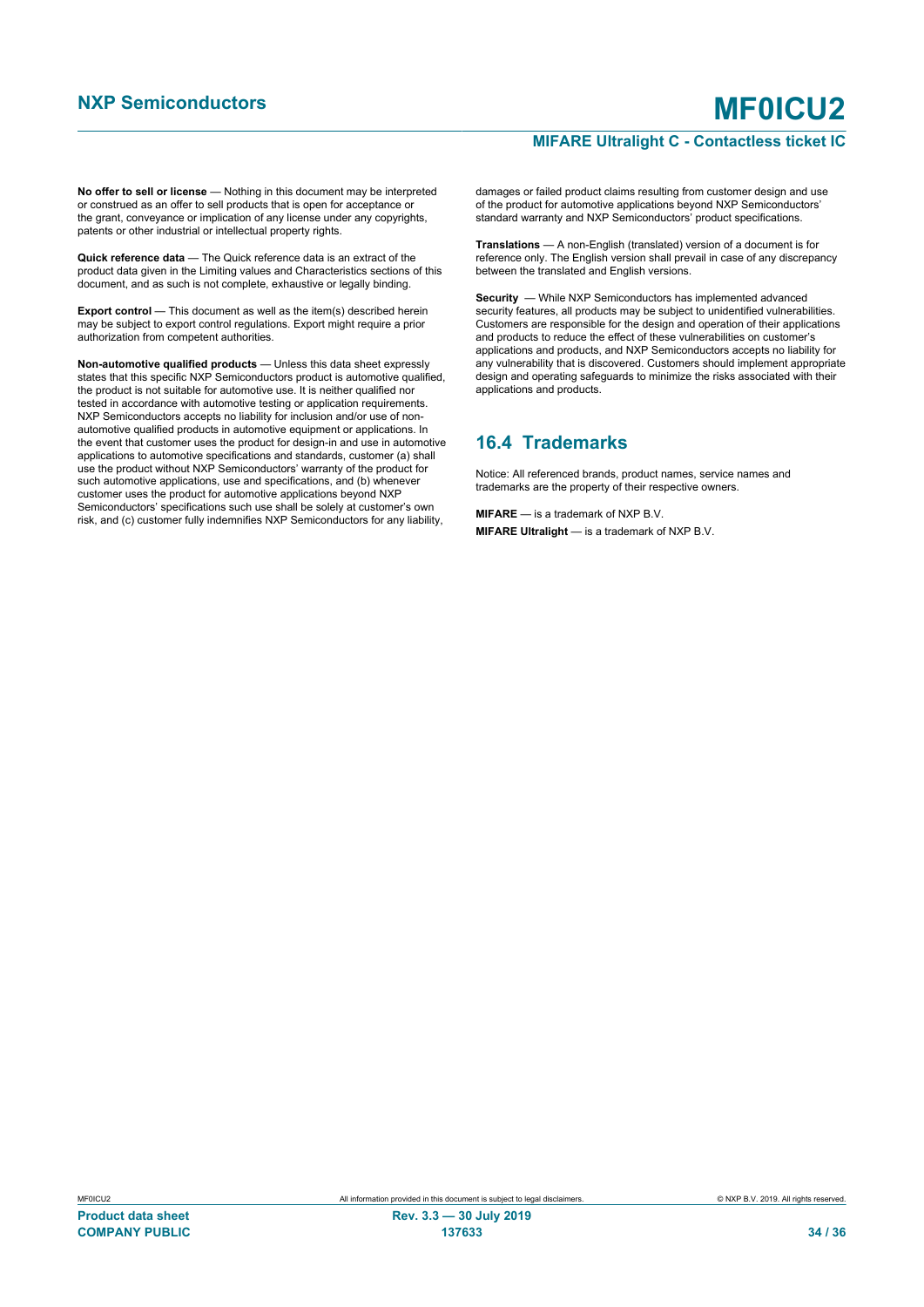**No offer to sell or license** — Nothing in this document may be interpreted or construed as an offer to sell products that is open for acceptance or the grant, conveyance or implication of any license under any copyrights, patents or other industrial or intellectual property rights.

**Quick reference data** — The Quick reference data is an extract of the product data given in the Limiting values and Characteristics sections of this document, and as such is not complete, exhaustive or legally binding.

**Export control** — This document as well as the item(s) described herein may be subject to export control regulations. Export might require a prior authorization from competent authorities.

**Non-automotive qualified products** — Unless this data sheet expressly states that this specific NXP Semiconductors product is automotive qualified, the product is not suitable for automotive use. It is neither qualified nor tested in accordance with automotive testing or application requirements. NXP Semiconductors accepts no liability for inclusion and/or use of non-automotive qualified products in automotive equipment or applications. In the event that customer uses the product for design-in and use in automotive applications to automotive specifications and standards, customer (a) shall use the product without NXP Semiconductors' warranty of the product for such automotive applications, use and specifications, and (b) whenever customer uses the product for automotive applications beyond NXP Semiconductors' specifications such use shall be solely at customer's own risk, and (c) customer fully indemnifies NXP Semiconductors for any liability, damages or failed product claims resulting from customer design and use of the product for automotive applications beyond NXP Semiconductors' standard warranty and NXP Semiconductors' product specifications.

**Translations** — A non-English (translated) version of a document is for reference only. The English version shall prevail in case of any discrepancy between the translated and English versions.

**Security** — While NXP Semiconductors has implemented advanced security features, all products may be subject to unidentified vulnerabilities. Customers are responsible for the design and operation of their applications and products to reduce the effect of these vulnerabilities on customer's applications and products, and NXP Semiconductors accepts no liability for any vulnerability that is discovered. Customers should implement appropriate design and operating safeguards to minimize the risks associated with their applications and products.

## 16.4 Trademarks

Notice: All referenced brands, product names, service names and trademarks are the property of their respective owners.

**MIFARE** — is a trademark of NXP B.V.

**MIFARE Ultralight** — is a trademark of NXP B.V.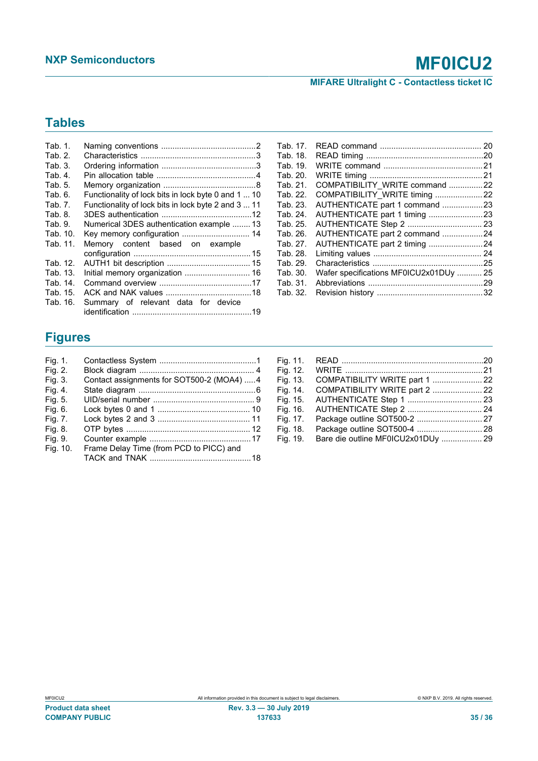## Tables

Tab. 1. Naming conventions ...........................................2
Tab. 2. Characteristics ...................................................3
Tab. 3. Ordering information ..........................................3
Tab. 4. Pin allocation table ............................................4
Tab. 5. Memory organization .........................................8
Tab. 6. Functionality of lock bits in lock byte 0 and 1 ... 10
Tab. 7. Functionality of lock bits in lock byte 2 and 3 ... 11
Tab. 8. 3DES authentication ........................................12
Tab. 9. Numerical 3DES authentication example ........ 13
Tab. 10. Key memory configuration .............................. 14
Tab. 11. Memory content based on example configuration .................................................... 15
Tab. 12. AUTH1 bit description ..................................... 15
Tab. 13. Initial memory organization ............................. 16
Tab. 14. Command overview .........................................17
Tab. 15. ACK and NAK values ......................................18
Tab. 16. Summary of relevant data for device identification .....................................................19
Tab. 17. READ command ............................................. 20
Tab. 18. READ timing ...................................................20
Tab. 19. WRITE command ............................................21
Tab. 20. WRITE timing ..................................................21
Tab. 21. COMPATIBILITY_WRITE command ...............22
Tab. 22. COMPATIBILITY_WRITE timing .....................22
Tab. 23. AUTHENTICATE part 1 command ..................23
Tab. 24. AUTHENTICATE part 1 timing ........................23
Tab. 25. AUTHENTICATE Step 2 ................................. 23
Tab. 26. AUTHENTICATE part 2 command ..................24
Tab. 27. AUTHENTICATE part 2 timing ........................24
Tab. 28. Limiting values ................................................ 24
Tab. 29. Characteristics .................................................25
Tab. 30. Wafer specifications MF0ICU2x01DUy ........... 25
Tab. 31. Abbreviations ..................................................29
Tab. 32. Revision history ...............................................32

## Figures

Fig. 1. Contactless System ...........................................1
Fig. 2. Block diagram ................................................... 4
Fig. 3. Contact assignments for SOT500-2 (MOA4) .....4
Fig. 4. State diagram ....................................................6
Fig. 5. UID/serial number ............................................. 9
Fig. 6. Lock bytes 0 and 1 ......................................... 10
Fig. 7. Lock bytes 2 and 3 ......................................... 11
Fig. 8. OTP bytes ....................................................... 12
Fig. 9. Counter example .............................................17
Fig. 10. Frame Delay Time (from PCD to PICC) and TACK and TNAK .............................................18
Fig. 11. READ ...............................................................20
Fig. 12. WRITE .............................................................21
Fig. 13. COMPATIBILITY WRITE part 1 ...................... 22
Fig. 14. COMPATIBILITY WRITE part 2 ...................... 22
Fig. 15. AUTHENTICATE Step 1 ................................. 23
Fig. 16. AUTHENTICATE Step 2 ................................. 24
Fig. 17. Package outline SOT500-2 .............................27
Fig. 18. Package outline SOT500-4 .............................28
Fig. 19. Bare die outline MF0ICU2x01DUy .................. 29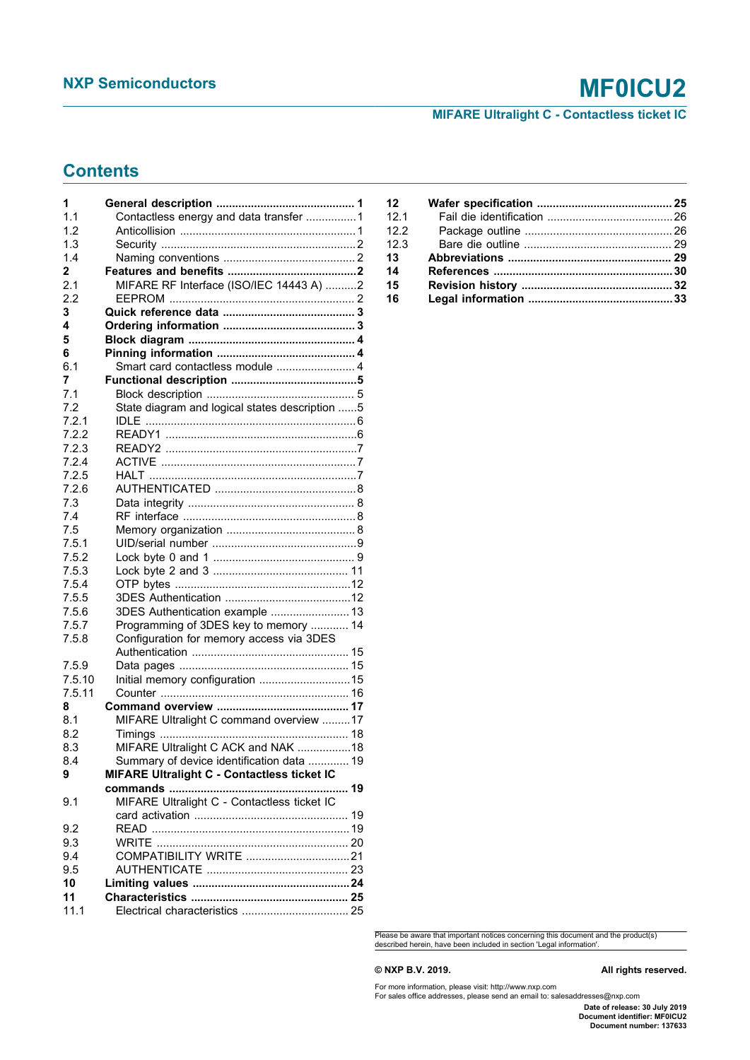## Contents

- **1 General description ... 1**
  - 1.1 Contactless energy and data transfer ... 1
  - 1.2 Anticollision ... 1
  - 1.3 Security ... 2
  - 1.4 Naming conventions ... 2
- **2 Features and benefits ... 2**
  - 2.1 MIFARE RF Interface (ISO/IEC 14443 A) ... 2
  - 2.2 EEPROM ... 2
- **3 Quick reference data ... 3**
- **4 Ordering information ... 3**
- **5 Block diagram ... 4**
- **6 Pinning information ... 4**
  - 6.1 Smart card contactless module ... 4
- **7 Functional description ... 5**
  - 7.1 Block description ... 5
  - 7.2 State diagram and logical states description ... 5
  - 7.2.1 IDLE ... 6
  - 7.2.2 READY1 ... 6
  - 7.2.3 READY2 ... 7
  - 7.2.4 ACTIVE ... 7
  - 7.2.5 HALT ... 7
  - 7.2.6 AUTHENTICATED ... 8
  - 7.3 Data integrity ... 8
  - 7.4 RF interface ... 8
  - 7.5 Memory organization ... 8
  - 7.5.1 UID/serial number ... 9
  - 7.5.2 Lock byte 0 and 1 ... 9
  - 7.5.3 Lock byte 2 and 3 ... 11
  - 7.5.4 OTP bytes ... 12
  - 7.5.5 3DES Authentication ... 12
  - 7.5.6 3DES Authentication example ... 13
  - 7.5.7 Programming of 3DES key to memory ... 14
  - 7.5.8 Configuration for memory access via 3DES Authentication ... 15
  - 7.5.9 Data pages ... 15
  - 7.5.10 Initial memory configuration ... 15
  - 7.5.11 Counter ... 16
- **8 Command overview ... 17**
  - 8.1 MIFARE Ultralight C command overview ... 17
  - 8.2 Timings ... 18
  - 8.3 MIFARE Ultralight C ACK and NAK ... 18
  - 8.4 Summary of device identification data ... 19
- **9 MIFARE Ultralight C - Contactless ticket IC commands ... 19**
  - 9.1 MIFARE Ultralight C - Contactless ticket IC card activation ... 19
  - 9.2 READ ... 19
  - 9.3 WRITE ... 20
  - 9.4 COMPATIBILITY WRITE ... 21
  - 9.5 AUTHENTICATE ... 23
- **10 Limiting values ... 24**
- **11 Characteristics ... 25**
  - 11.1 Electrical characteristics ... 25
- **12 Wafer specification ... 25**
  - 12.1 Fail die identification ... 26
  - 12.2 Package outline ... 26
  - 12.3 Bare die outline ... 29
- **13 Abbreviations ... 29**
- **14 References ... 30**
- **15 Revision history ... 32**
- **16 Legal information ... 33**

Please be aware that important notices concerning this document and the product(s) described herein, have been included in section 'Legal information'.

**© NXP B.V. 2019.** **All rights reserved.**

For more information, please visit: http://www.nxp.com
For sales office addresses, please send an email to: salesaddresses@nxp.com

**Date of release: 30 July 2019**
**Document identifier: MF0ICU2**
**Document number: 137633**